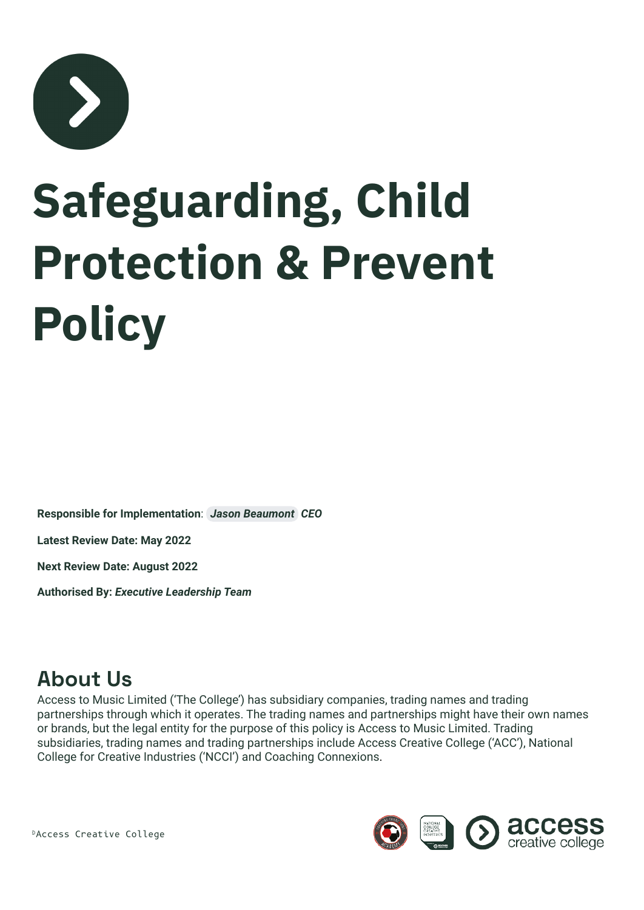# Safeguarding, Child Protection & Prevent Policy

**Responsible for Implementation**: ***Jason Beaumont CEO***

**Latest Review Date: May 2022**

**Next Review Date: August 2022**

**Authorised By:** ***Executive Leadership Team***

## About Us

Access to Music Limited ('The College') has subsidiary companies, trading names and trading partnerships through which it operates. The trading names and partnerships might have their own names or brands, but the legal entity for the purpose of this policy is Access to Music Limited. Trading subsidiaries, trading names and trading partnerships include Access Creative College ('ACC'), National College for Creative Industries ('NCCI') and Coaching Connexions.

©Access Creative College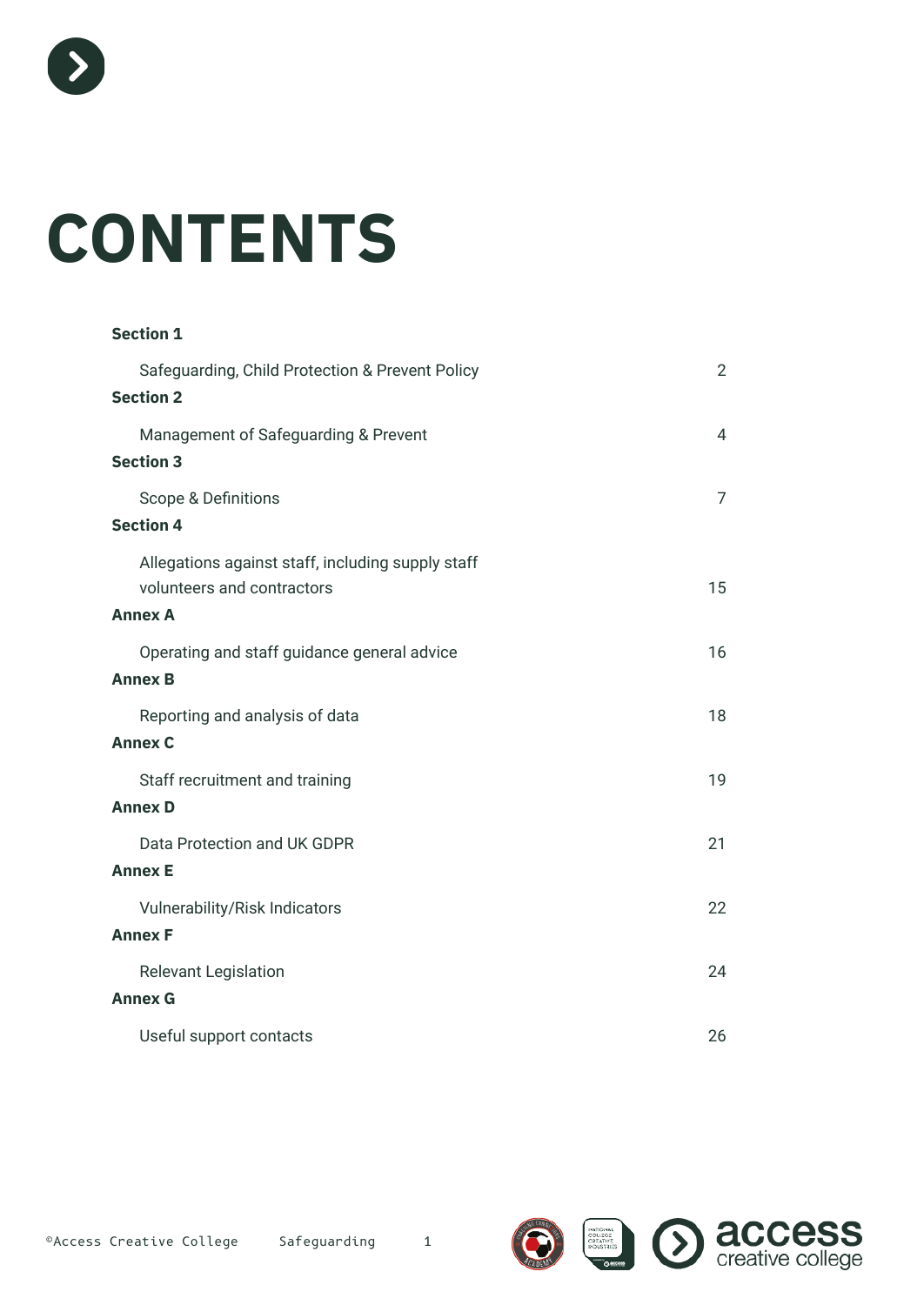# CONTENTS

| | |
|---|---|
| **Section 1** | |
| Safeguarding, Child Protection & Prevent Policy | 2 |
| **Section 2** | |
| Management of Safeguarding & Prevent | 4 |
| **Section 3** | |
| Scope & Definitions | 7 |
| **Section 4** | |
| Allegations against staff, including supply staff volunteers and contractors | 15 |
| **Annex A** | |
| Operating and staff guidance general advice | 16 |
| **Annex B** | |
| Reporting and analysis of data | 18 |
| **Annex C** | |
| Staff recruitment and training | 19 |
| **Annex D** | |
| Data Protection and UK GDPR | 21 |
| **Annex E** | |
| Vulnerability/Risk Indicators | 22 |
| **Annex F** | |
| Relevant Legislation | 24 |
| **Annex G** | |
| Useful support contacts | 26 |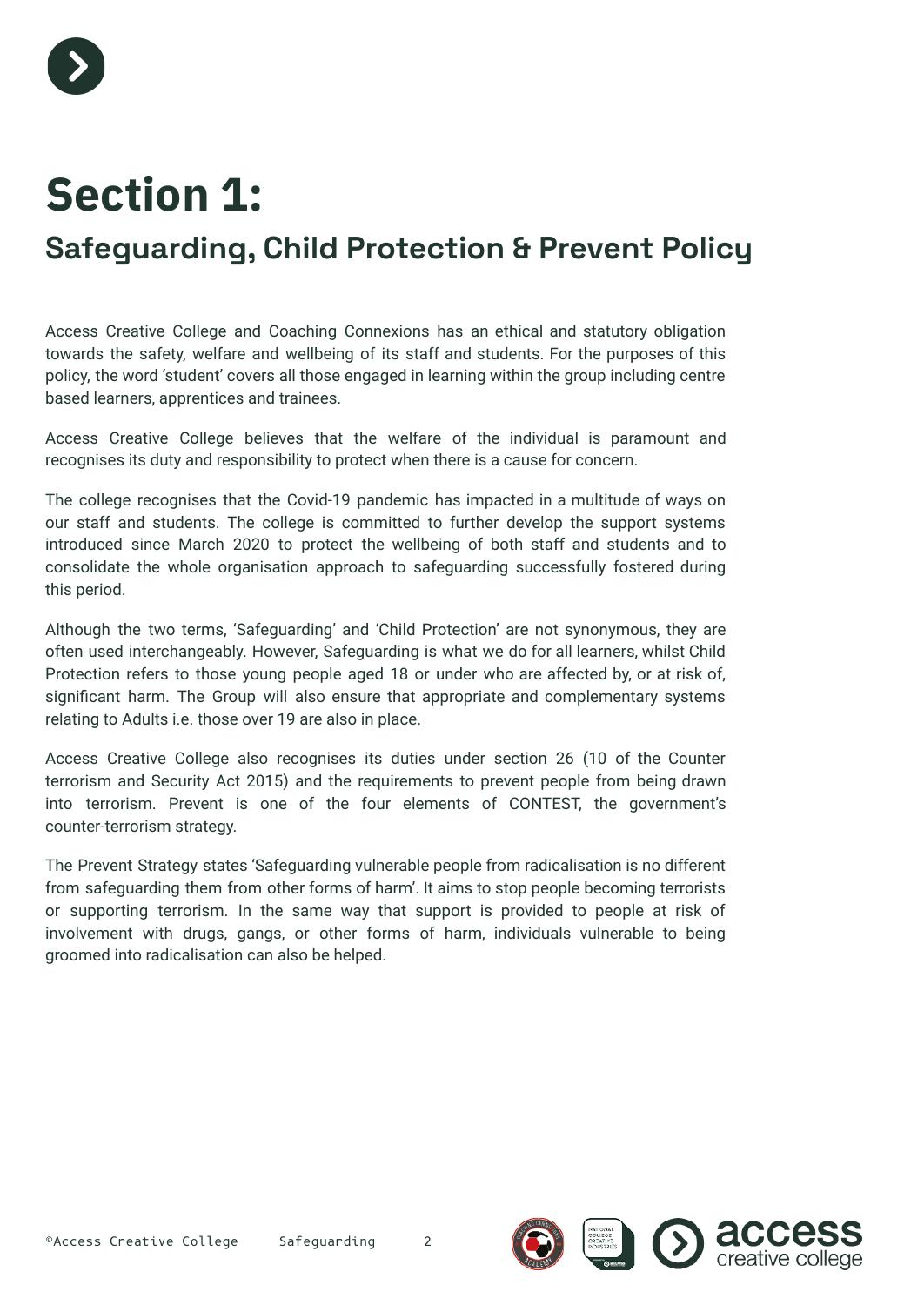# Section 1:

## Safeguarding, Child Protection & Prevent Policy

Access Creative College and Coaching Connexions has an ethical and statutory obligation towards the safety, welfare and wellbeing of its staff and students. For the purposes of this policy, the word 'student' covers all those engaged in learning within the group including centre based learners, apprentices and trainees.

Access Creative College believes that the welfare of the individual is paramount and recognises its duty and responsibility to protect when there is a cause for concern.

The college recognises that the Covid-19 pandemic has impacted in a multitude of ways on our staff and students. The college is committed to further develop the support systems introduced since March 2020 to protect the wellbeing of both staff and students and to consolidate the whole organisation approach to safeguarding successfully fostered during this period.

Although the two terms, 'Safeguarding' and 'Child Protection' are not synonymous, they are often used interchangeably. However, Safeguarding is what we do for all learners, whilst Child Protection refers to those young people aged 18 or under who are affected by, or at risk of, significant harm. The Group will also ensure that appropriate and complementary systems relating to Adults i.e. those over 19 are also in place.

Access Creative College also recognises its duties under section 26 (10 of the Counter terrorism and Security Act 2015) and the requirements to prevent people from being drawn into terrorism. Prevent is one of the four elements of CONTEST, the government's counter-terrorism strategy.

The Prevent Strategy states 'Safeguarding vulnerable people from radicalisation is no different from safeguarding them from other forms of harm'. It aims to stop people becoming terrorists or supporting terrorism. In the same way that support is provided to people at risk of involvement with drugs, gangs, or other forms of harm, individuals vulnerable to being groomed into radicalisation can also be helped.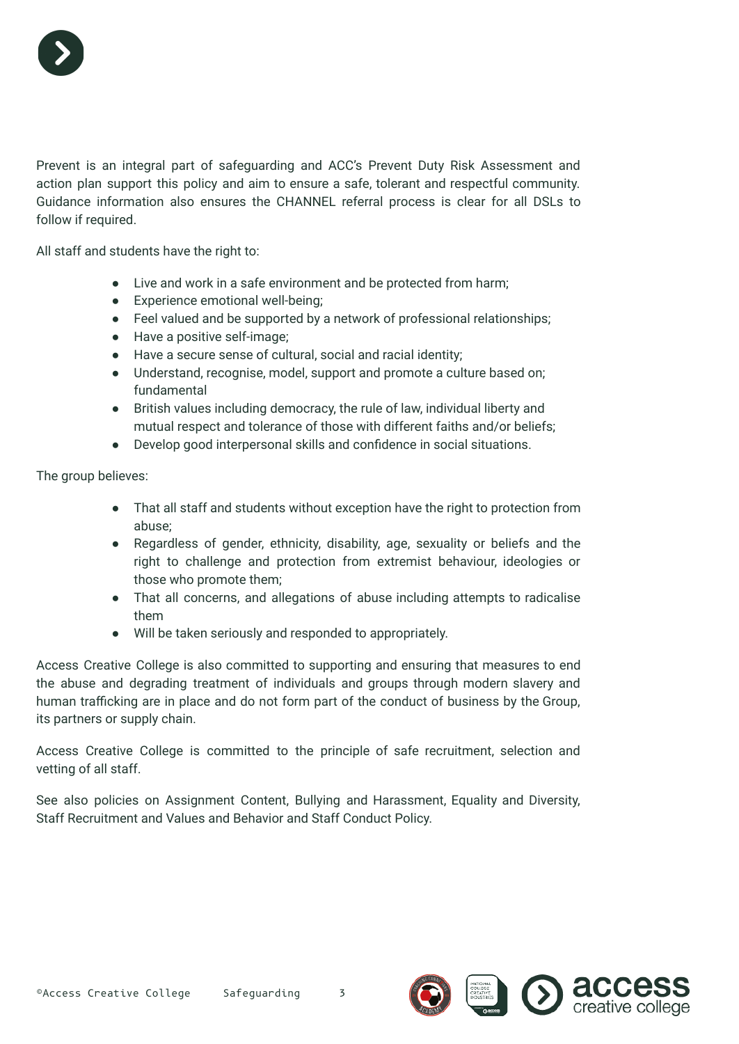Prevent is an integral part of safeguarding and ACC's Prevent Duty Risk Assessment and action plan support this policy and aim to ensure a safe, tolerant and respectful community. Guidance information also ensures the CHANNEL referral process is clear for all DSLs to follow if required.

All staff and students have the right to:

- Live and work in a safe environment and be protected from harm;
- Experience emotional well-being;
- Feel valued and be supported by a network of professional relationships;
- Have a positive self-image;
- Have a secure sense of cultural, social and racial identity;
- Understand, recognise, model, support and promote a culture based on; fundamental
- British values including democracy, the rule of law, individual liberty and mutual respect and tolerance of those with different faiths and/or beliefs;
- Develop good interpersonal skills and confidence in social situations.

The group believes:

- That all staff and students without exception have the right to protection from abuse;
- Regardless of gender, ethnicity, disability, age, sexuality or beliefs and the right to challenge and protection from extremist behaviour, ideologies or those who promote them;
- That all concerns, and allegations of abuse including attempts to radicalise them
- Will be taken seriously and responded to appropriately.

Access Creative College is also committed to supporting and ensuring that measures to end the abuse and degrading treatment of individuals and groups through modern slavery and human trafficking are in place and do not form part of the conduct of business by the Group, its partners or supply chain.

Access Creative College is committed to the principle of safe recruitment, selection and vetting of all staff.

See also policies on Assignment Content, Bullying and Harassment, Equality and Diversity, Staff Recruitment and Values and Behavior and Staff Conduct Policy.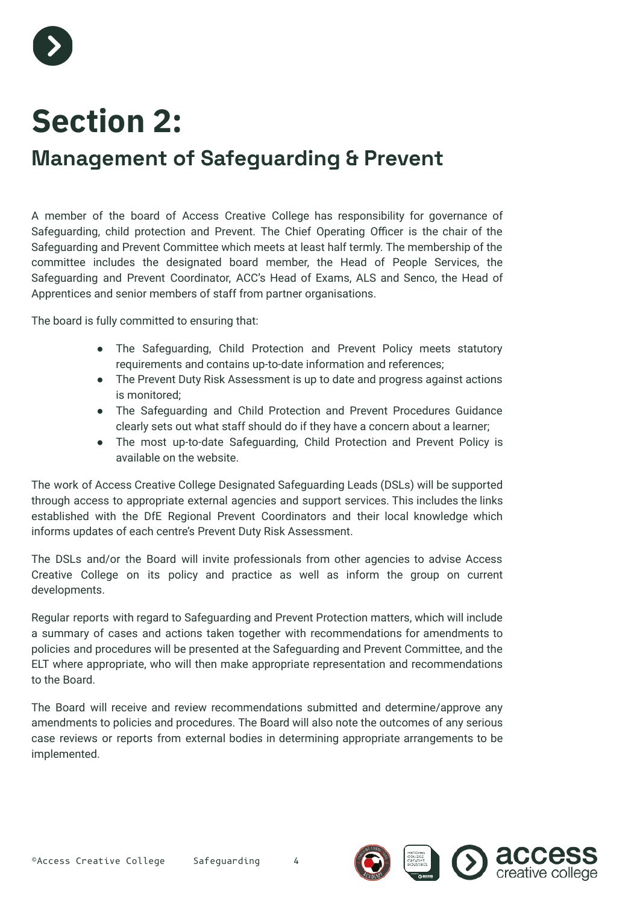# Section 2:

## Management of Safeguarding & Prevent

A member of the board of Access Creative College has responsibility for governance of Safeguarding, child protection and Prevent. The Chief Operating Officer is the chair of the Safeguarding and Prevent Committee which meets at least half termly. The membership of the committee includes the designated board member, the Head of People Services, the Safeguarding and Prevent Coordinator, ACC's Head of Exams, ALS and Senco, the Head of Apprentices and senior members of staff from partner organisations.

The board is fully committed to ensuring that:

- The Safeguarding, Child Protection and Prevent Policy meets statutory requirements and contains up-to-date information and references;
- The Prevent Duty Risk Assessment is up to date and progress against actions is monitored;
- The Safeguarding and Child Protection and Prevent Procedures Guidance clearly sets out what staff should do if they have a concern about a learner;
- The most up-to-date Safeguarding, Child Protection and Prevent Policy is available on the website.

The work of Access Creative College Designated Safeguarding Leads (DSLs) will be supported through access to appropriate external agencies and support services. This includes the links established with the DfE Regional Prevent Coordinators and their local knowledge which informs updates of each centre's Prevent Duty Risk Assessment.

The DSLs and/or the Board will invite professionals from other agencies to advise Access Creative College on its policy and practice as well as inform the group on current developments.

Regular reports with regard to Safeguarding and Prevent Protection matters, which will include a summary of cases and actions taken together with recommendations for amendments to policies and procedures will be presented at the Safeguarding and Prevent Committee, and the ELT where appropriate, who will then make appropriate representation and recommendations to the Board.

The Board will receive and review recommendations submitted and determine/approve any amendments to policies and procedures. The Board will also note the outcomes of any serious case reviews or reports from external bodies in determining appropriate arrangements to be implemented.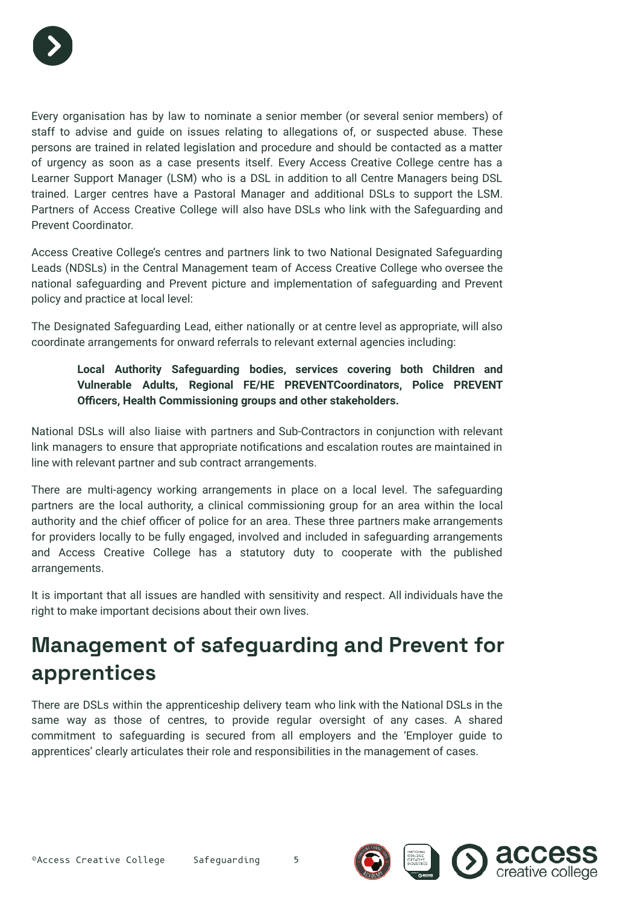Every organisation has by law to nominate a senior member (or several senior members) of staff to advise and guide on issues relating to allegations of, or suspected abuse. These persons are trained in related legislation and procedure and should be contacted as a matter of urgency as soon as a case presents itself. Every Access Creative College centre has a Learner Support Manager (LSM) who is a DSL in addition to all Centre Managers being DSL trained. Larger centres have a Pastoral Manager and additional DSLs to support the LSM. Partners of Access Creative College will also have DSLs who link with the Safeguarding and Prevent Coordinator.

Access Creative College's centres and partners link to two National Designated Safeguarding Leads (NDSLs) in the Central Management team of Access Creative College who oversee the national safeguarding and Prevent picture and implementation of safeguarding and Prevent policy and practice at local level:

The Designated Safeguarding Lead, either nationally or at centre level as appropriate, will also coordinate arrangements for onward referrals to relevant external agencies including:

> **Local Authority Safeguarding bodies, services covering both Children and Vulnerable Adults, Regional FE/HE PREVENTCoordinators, Police PREVENT Officers, Health Commissioning groups and other stakeholders.**

National DSLs will also liaise with partners and Sub-Contractors in conjunction with relevant link managers to ensure that appropriate notifications and escalation routes are maintained in line with relevant partner and sub contract arrangements.

There are multi-agency working arrangements in place on a local level. The safeguarding partners are the local authority, a clinical commissioning group for an area within the local authority and the chief officer of police for an area. These three partners make arrangements for providers locally to be fully engaged, involved and included in safeguarding arrangements and Access Creative College has a statutory duty to cooperate with the published arrangements.

It is important that all issues are handled with sensitivity and respect. All individuals have the right to make important decisions about their own lives.

## Management of safeguarding and Prevent for apprentices

There are DSLs within the apprenticeship delivery team who link with the National DSLs in the same way as those of centres, to provide regular oversight of any cases. A shared commitment to safeguarding is secured from all employers and the 'Employer guide to apprentices' clearly articulates their role and responsibilities in the management of cases.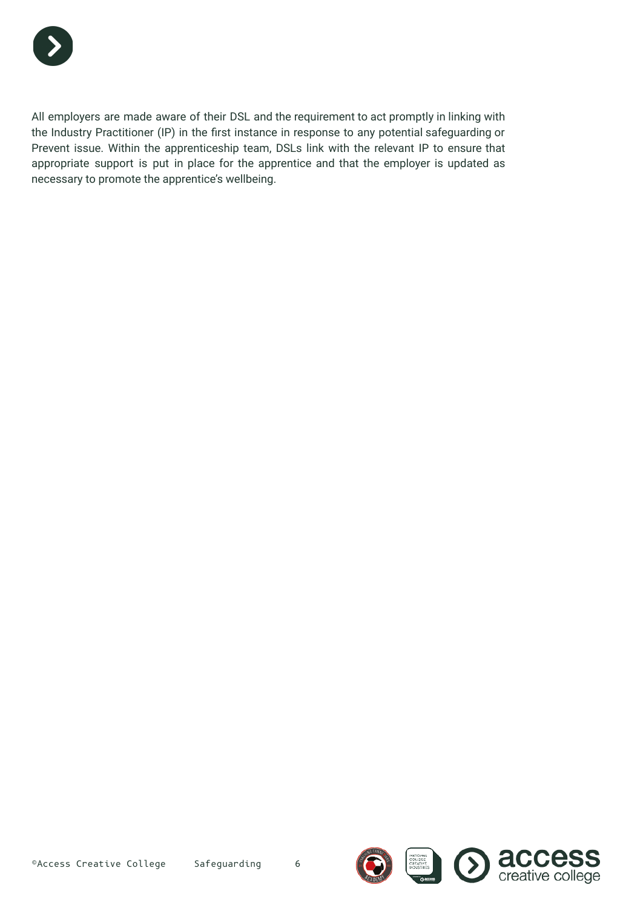All employers are made aware of their DSL and the requirement to act promptly in linking with the Industry Practitioner (IP) in the first instance in response to any potential safeguarding or Prevent issue. Within the apprenticeship team, DSLs link with the relevant IP to ensure that appropriate support is put in place for the apprentice and that the employer is updated as necessary to promote the apprentice's wellbeing.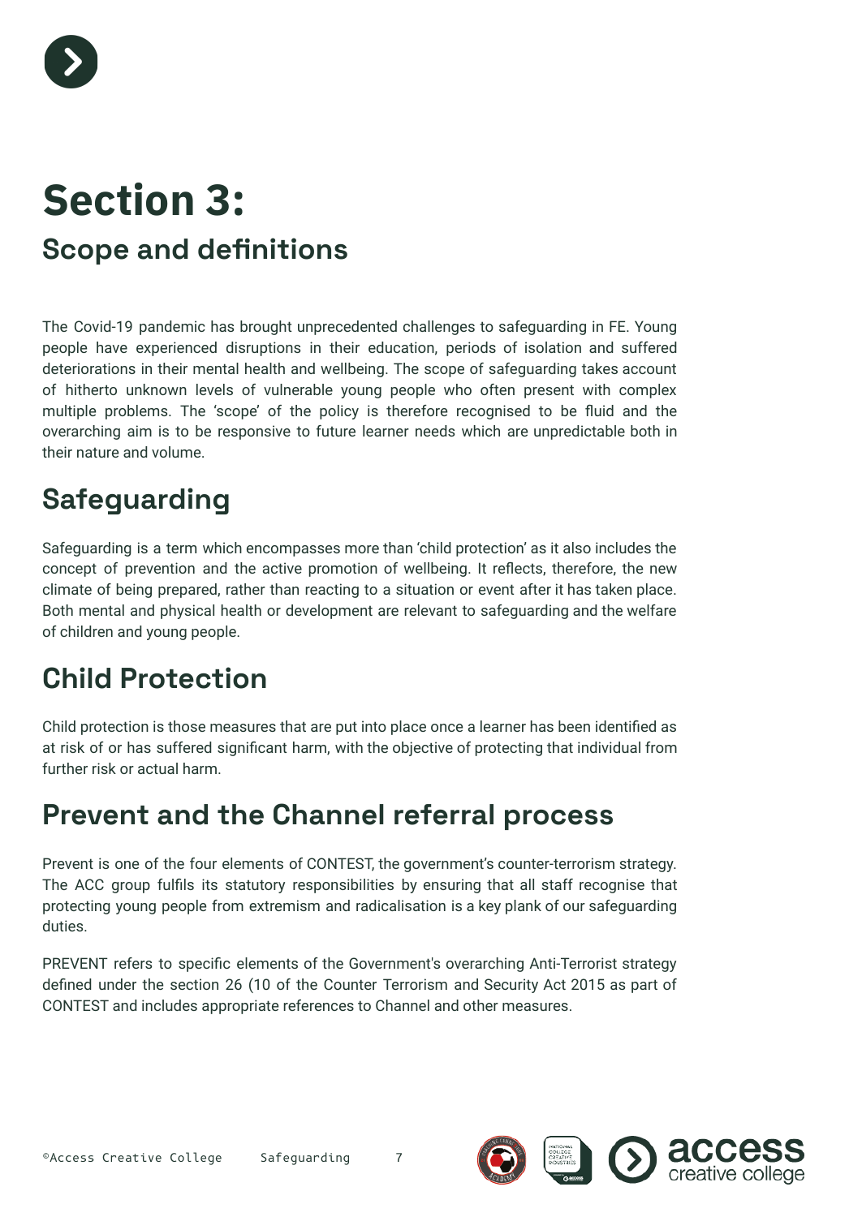# Section 3:

## Scope and definitions

The Covid-19 pandemic has brought unprecedented challenges to safeguarding in FE. Young people have experienced disruptions in their education, periods of isolation and suffered deteriorations in their mental health and wellbeing. The scope of safeguarding takes account of hitherto unknown levels of vulnerable young people who often present with complex multiple problems. The 'scope' of the policy is therefore recognised to be fluid and the overarching aim is to be responsive to future learner needs which are unpredictable both in their nature and volume.

## Safeguarding

Safeguarding is a term which encompasses more than 'child protection' as it also includes the concept of prevention and the active promotion of wellbeing. It reflects, therefore, the new climate of being prepared, rather than reacting to a situation or event after it has taken place. Both mental and physical health or development are relevant to safeguarding and the welfare of children and young people.

## Child Protection

Child protection is those measures that are put into place once a learner has been identified as at risk of or has suffered significant harm, with the objective of protecting that individual from further risk or actual harm.

## Prevent and the Channel referral process

Prevent is one of the four elements of CONTEST, the government's counter-terrorism strategy. The ACC group fulfils its statutory responsibilities by ensuring that all staff recognise that protecting young people from extremism and radicalisation is a key plank of our safeguarding duties.

PREVENT refers to specific elements of the Government's overarching Anti-Terrorist strategy defined under the section 26 (10 of the Counter Terrorism and Security Act 2015 as part of CONTEST and includes appropriate references to Channel and other measures.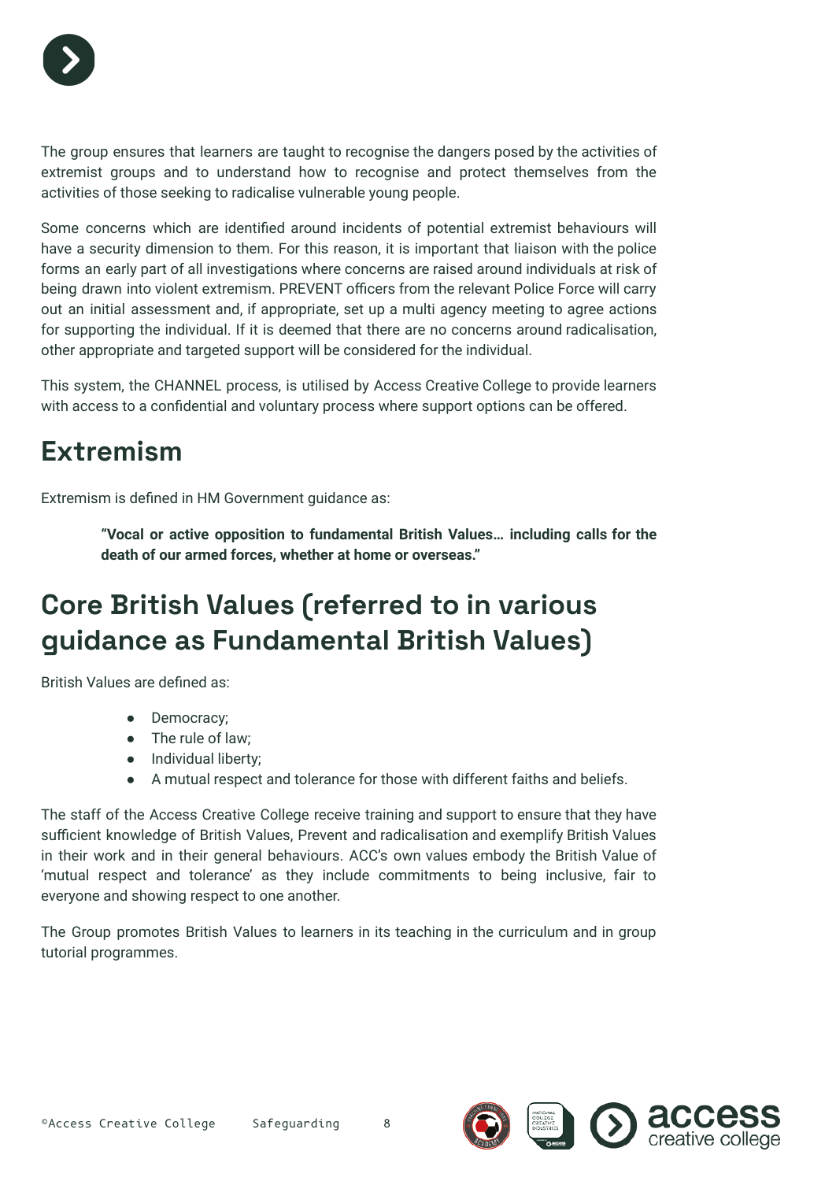The group ensures that learners are taught to recognise the dangers posed by the activities of extremist groups and to understand how to recognise and protect themselves from the activities of those seeking to radicalise vulnerable young people.

Some concerns which are identified around incidents of potential extremist behaviours will have a security dimension to them. For this reason, it is important that liaison with the police forms an early part of all investigations where concerns are raised around individuals at risk of being drawn into violent extremism. PREVENT officers from the relevant Police Force will carry out an initial assessment and, if appropriate, set up a multi agency meeting to agree actions for supporting the individual. If it is deemed that there are no concerns around radicalisation, other appropriate and targeted support will be considered for the individual.

This system, the CHANNEL process, is utilised by Access Creative College to provide learners with access to a confidential and voluntary process where support options can be offered.

## Extremism

Extremism is defined in HM Government guidance as:

> **"Vocal or active opposition to fundamental British Values… including calls for the death of our armed forces, whether at home or overseas."**

## Core British Values (referred to in various guidance as Fundamental British Values)

British Values are defined as:

- Democracy;
- The rule of law;
- Individual liberty;
- A mutual respect and tolerance for those with different faiths and beliefs.

The staff of the Access Creative College receive training and support to ensure that they have sufficient knowledge of British Values, Prevent and radicalisation and exemplify British Values in their work and in their general behaviours. ACC's own values embody the British Value of 'mutual respect and tolerance' as they include commitments to being inclusive, fair to everyone and showing respect to one another.

The Group promotes British Values to learners in its teaching in the curriculum and in group tutorial programmes.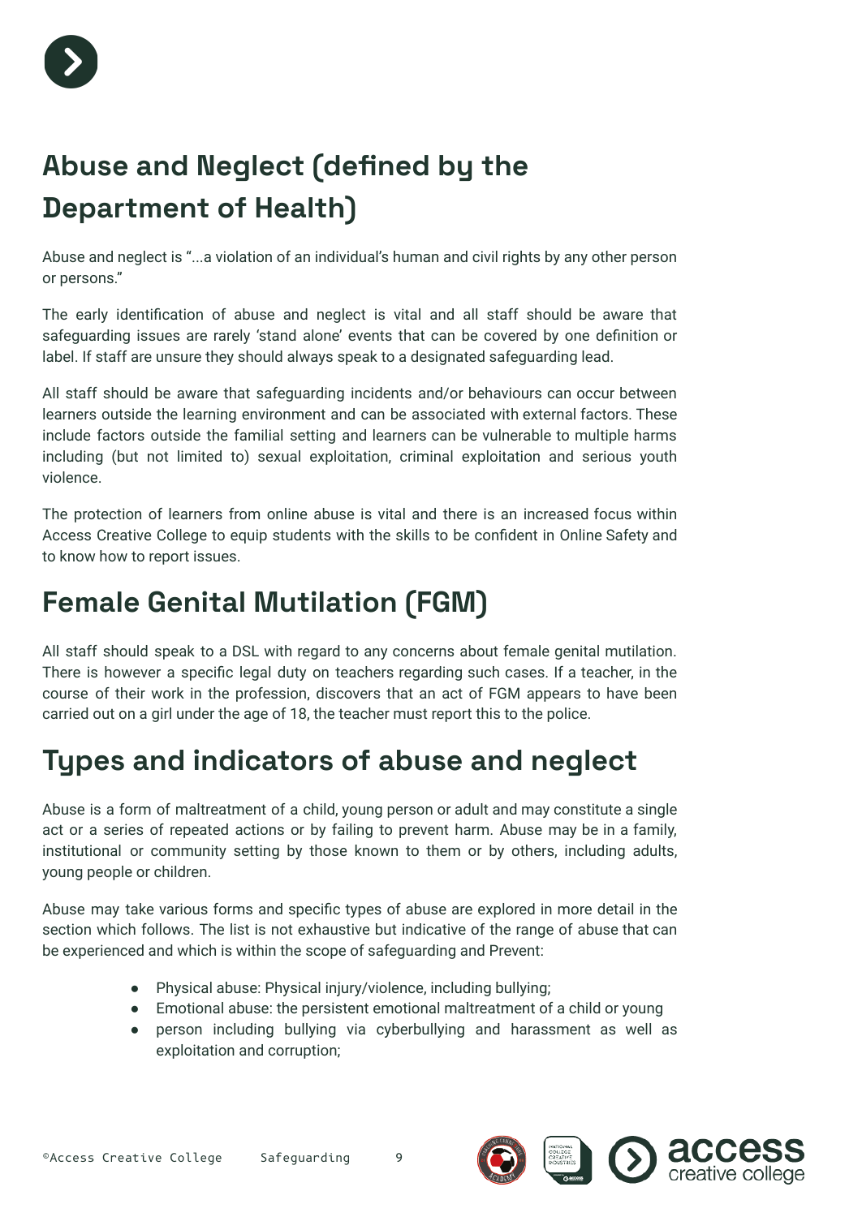## Abuse and Neglect (defined by the Department of Health)

Abuse and neglect is "...a violation of an individual's human and civil rights by any other person or persons."

The early identification of abuse and neglect is vital and all staff should be aware that safeguarding issues are rarely 'stand alone' events that can be covered by one definition or label. If staff are unsure they should always speak to a designated safeguarding lead.

All staff should be aware that safeguarding incidents and/or behaviours can occur between learners outside the learning environment and can be associated with external factors. These include factors outside the familial setting and learners can be vulnerable to multiple harms including (but not limited to) sexual exploitation, criminal exploitation and serious youth violence.

The protection of learners from online abuse is vital and there is an increased focus within Access Creative College to equip students with the skills to be confident in Online Safety and to know how to report issues.

## Female Genital Mutilation (FGM)

All staff should speak to a DSL with regard to any concerns about female genital mutilation. There is however a specific legal duty on teachers regarding such cases. If a teacher, in the course of their work in the profession, discovers that an act of FGM appears to have been carried out on a girl under the age of 18, the teacher must report this to the police.

## Types and indicators of abuse and neglect

Abuse is a form of maltreatment of a child, young person or adult and may constitute a single act or a series of repeated actions or by failing to prevent harm. Abuse may be in a family, institutional or community setting by those known to them or by others, including adults, young people or children.

Abuse may take various forms and specific types of abuse are explored in more detail in the section which follows. The list is not exhaustive but indicative of the range of abuse that can be experienced and which is within the scope of safeguarding and Prevent:

- Physical abuse: Physical injury/violence, including bullying;
- Emotional abuse: the persistent emotional maltreatment of a child or young
- person including bullying via cyberbullying and harassment as well as exploitation and corruption;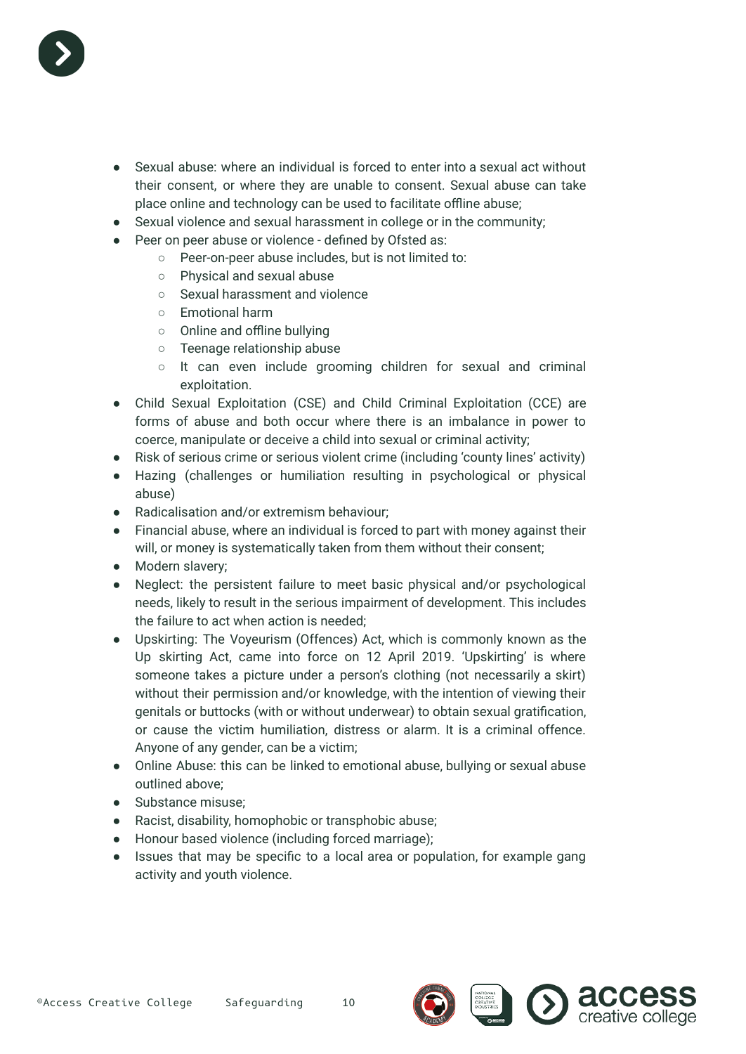- Sexual abuse: where an individual is forced to enter into a sexual act without their consent, or where they are unable to consent. Sexual abuse can take place online and technology can be used to facilitate offline abuse;
- Sexual violence and sexual harassment in college or in the community;
- Peer on peer abuse or violence - defined by Ofsted as:
  - Peer-on-peer abuse includes, but is not limited to:
  - Physical and sexual abuse
  - Sexual harassment and violence
  - Emotional harm
  - Online and offline bullying
  - Teenage relationship abuse
  - It can even include grooming children for sexual and criminal exploitation.
- Child Sexual Exploitation (CSE) and Child Criminal Exploitation (CCE) are forms of abuse and both occur where there is an imbalance in power to coerce, manipulate or deceive a child into sexual or criminal activity;
- Risk of serious crime or serious violent crime (including 'county lines' activity)
- Hazing (challenges or humiliation resulting in psychological or physical abuse)
- Radicalisation and/or extremism behaviour;
- Financial abuse, where an individual is forced to part with money against their will, or money is systematically taken from them without their consent;
- Modern slavery;
- Neglect: the persistent failure to meet basic physical and/or psychological needs, likely to result in the serious impairment of development. This includes the failure to act when action is needed;
- Upskirting: The Voyeurism (Offences) Act, which is commonly known as the Up skirting Act, came into force on 12 April 2019. 'Upskirting' is where someone takes a picture under a person's clothing (not necessarily a skirt) without their permission and/or knowledge, with the intention of viewing their genitals or buttocks (with or without underwear) to obtain sexual gratification, or cause the victim humiliation, distress or alarm. It is a criminal offence. Anyone of any gender, can be a victim;
- Online Abuse: this can be linked to emotional abuse, bullying or sexual abuse outlined above;
- Substance misuse;
- Racist, disability, homophobic or transphobic abuse;
- Honour based violence (including forced marriage);
- Issues that may be specific to a local area or population, for example gang activity and youth violence.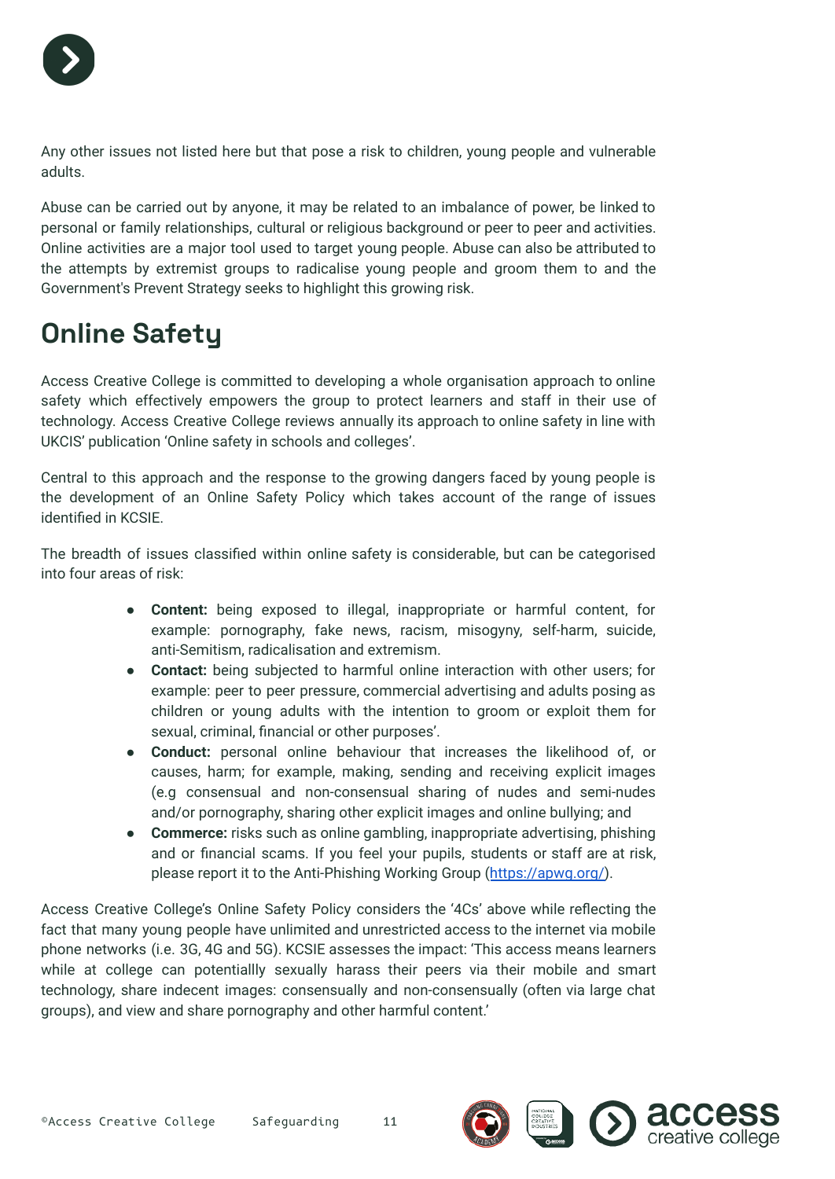Any other issues not listed here but that pose a risk to children, young people and vulnerable adults.

Abuse can be carried out by anyone, it may be related to an imbalance of power, be linked to personal or family relationships, cultural or religious background or peer to peer and activities. Online activities are a major tool used to target young people. Abuse can also be attributed to the attempts by extremist groups to radicalise young people and groom them to and the Government's Prevent Strategy seeks to highlight this growing risk.

## Online Safety

Access Creative College is committed to developing a whole organisation approach to online safety which effectively empowers the group to protect learners and staff in their use of technology. Access Creative College reviews annually its approach to online safety in line with UKCIS' publication 'Online safety in schools and colleges'.

Central to this approach and the response to the growing dangers faced by young people is the development of an Online Safety Policy which takes account of the range of issues identified in KCSIE.

The breadth of issues classified within online safety is considerable, but can be categorised into four areas of risk:

- **Content:** being exposed to illegal, inappropriate or harmful content, for example: pornography, fake news, racism, misogyny, self-harm, suicide, anti-Semitism, radicalisation and extremism.
- **Contact:** being subjected to harmful online interaction with other users; for example: peer to peer pressure, commercial advertising and adults posing as children or young adults with the intention to groom or exploit them for sexual, criminal, financial or other purposes'.
- **Conduct:** personal online behaviour that increases the likelihood of, or causes, harm; for example, making, sending and receiving explicit images (e.g consensual and non-consensual sharing of nudes and semi-nudes and/or pornography, sharing other explicit images and online bullying; and
- **Commerce:** risks such as online gambling, inappropriate advertising, phishing and or financial scams. If you feel your pupils, students or staff are at risk, please report it to the Anti-Phishing Working Group ([https://apwg.org/](https://apwg.org/)).

Access Creative College's Online Safety Policy considers the '4Cs' above while reflecting the fact that many young people have unlimited and unrestricted access to the internet via mobile phone networks (i.e. 3G, 4G and 5G). KCSIE assesses the impact: 'This access means learners while at college can potentiallly sexually harass their peers via their mobile and smart technology, share indecent images: consensually and non-consensually (often via large chat groups), and view and share pornography and other harmful content.'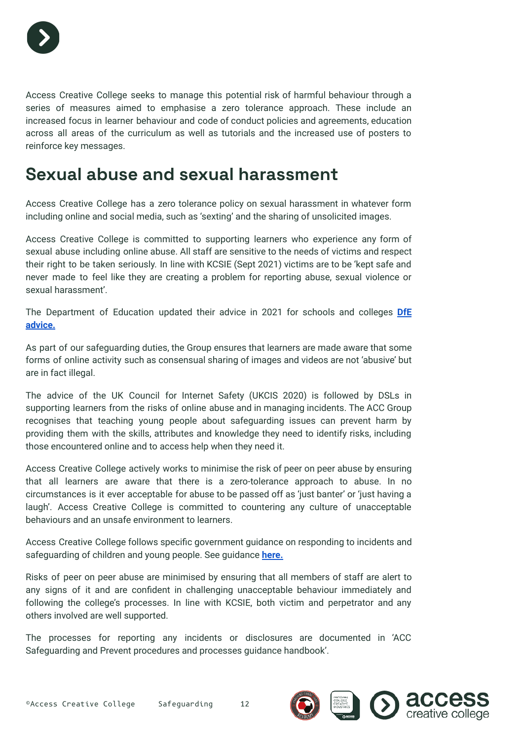Access Creative College seeks to manage this potential risk of harmful behaviour through a series of measures aimed to emphasise a zero tolerance approach. These include an increased focus in learner behaviour and code of conduct policies and agreements, education across all areas of the curriculum as well as tutorials and the increased use of posters to reinforce key messages.

## Sexual abuse and sexual harassment

Access Creative College has a zero tolerance policy on sexual harassment in whatever form including online and social media, such as 'sexting' and the sharing of unsolicited images.

Access Creative College is committed to supporting learners who experience any form of sexual abuse including online abuse. All staff are sensitive to the needs of victims and respect their right to be taken seriously. In line with KCSIE (Sept 2021) victims are to be 'kept safe and never made to feel like they are creating a problem for reporting abuse, sexual violence or sexual harassment'.

The Department of Education updated their advice in 2021 for schools and colleges **DfE advice.**

As part of our safeguarding duties, the Group ensures that learners are made aware that some forms of online activity such as consensual sharing of images and videos are not 'abusive' but are in fact illegal.

The advice of the UK Council for Internet Safety (UKCIS 2020) is followed by DSLs in supporting learners from the risks of online abuse and in managing incidents. The ACC Group recognises that teaching young people about safeguarding issues can prevent harm by providing them with the skills, attributes and knowledge they need to identify risks, including those encountered online and to access help when they need it.

Access Creative College actively works to minimise the risk of peer on peer abuse by ensuring that all learners are aware that there is a zero-tolerance approach to abuse. In no circumstances is it ever acceptable for abuse to be passed off as 'just banter' or 'just having a laugh'. Access Creative College is committed to countering any culture of unacceptable behaviours and an unsafe environment to learners.

Access Creative College follows specific government guidance on responding to incidents and safeguarding of children and young people. See guidance **here.**

Risks of peer on peer abuse are minimised by ensuring that all members of staff are alert to any signs of it and are confident in challenging unacceptable behaviour immediately and following the college's processes. In line with KCSIE, both victim and perpetrator and any others involved are well supported.

The processes for reporting any incidents or disclosures are documented in 'ACC Safeguarding and Prevent procedures and processes guidance handbook'.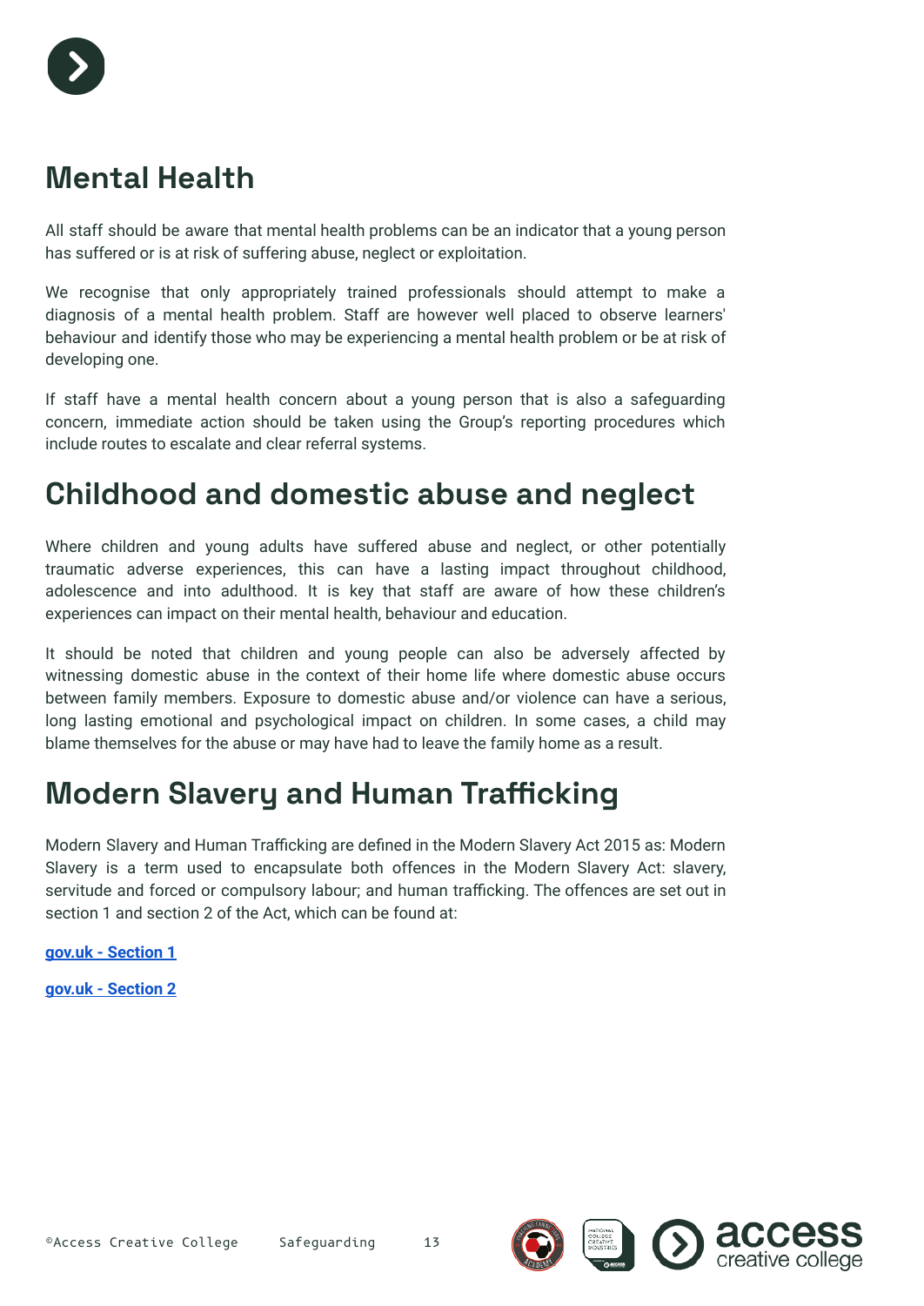## Mental Health

All staff should be aware that mental health problems can be an indicator that a young person has suffered or is at risk of suffering abuse, neglect or exploitation.

We recognise that only appropriately trained professionals should attempt to make a diagnosis of a mental health problem. Staff are however well placed to observe learners' behaviour and identify those who may be experiencing a mental health problem or be at risk of developing one.

If staff have a mental health concern about a young person that is also a safeguarding concern, immediate action should be taken using the Group's reporting procedures which include routes to escalate and clear referral systems.

## Childhood and domestic abuse and neglect

Where children and young adults have suffered abuse and neglect, or other potentially traumatic adverse experiences, this can have a lasting impact throughout childhood, adolescence and into adulthood. It is key that staff are aware of how these children's experiences can impact on their mental health, behaviour and education.

It should be noted that children and young people can also be adversely affected by witnessing domestic abuse in the context of their home life where domestic abuse occurs between family members. Exposure to domestic abuse and/or violence can have a serious, long lasting emotional and psychological impact on children. In some cases, a child may blame themselves for the abuse or may have had to leave the family home as a result.

## Modern Slavery and Human Trafficking

Modern Slavery and Human Trafficking are defined in the Modern Slavery Act 2015 as: Modern Slavery is a term used to encapsulate both offences in the Modern Slavery Act: slavery, servitude and forced or compulsory labour; and human trafficking. The offences are set out in section 1 and section 2 of the Act, which can be found at:

**gov.uk - Section 1**

**gov.uk - Section 2**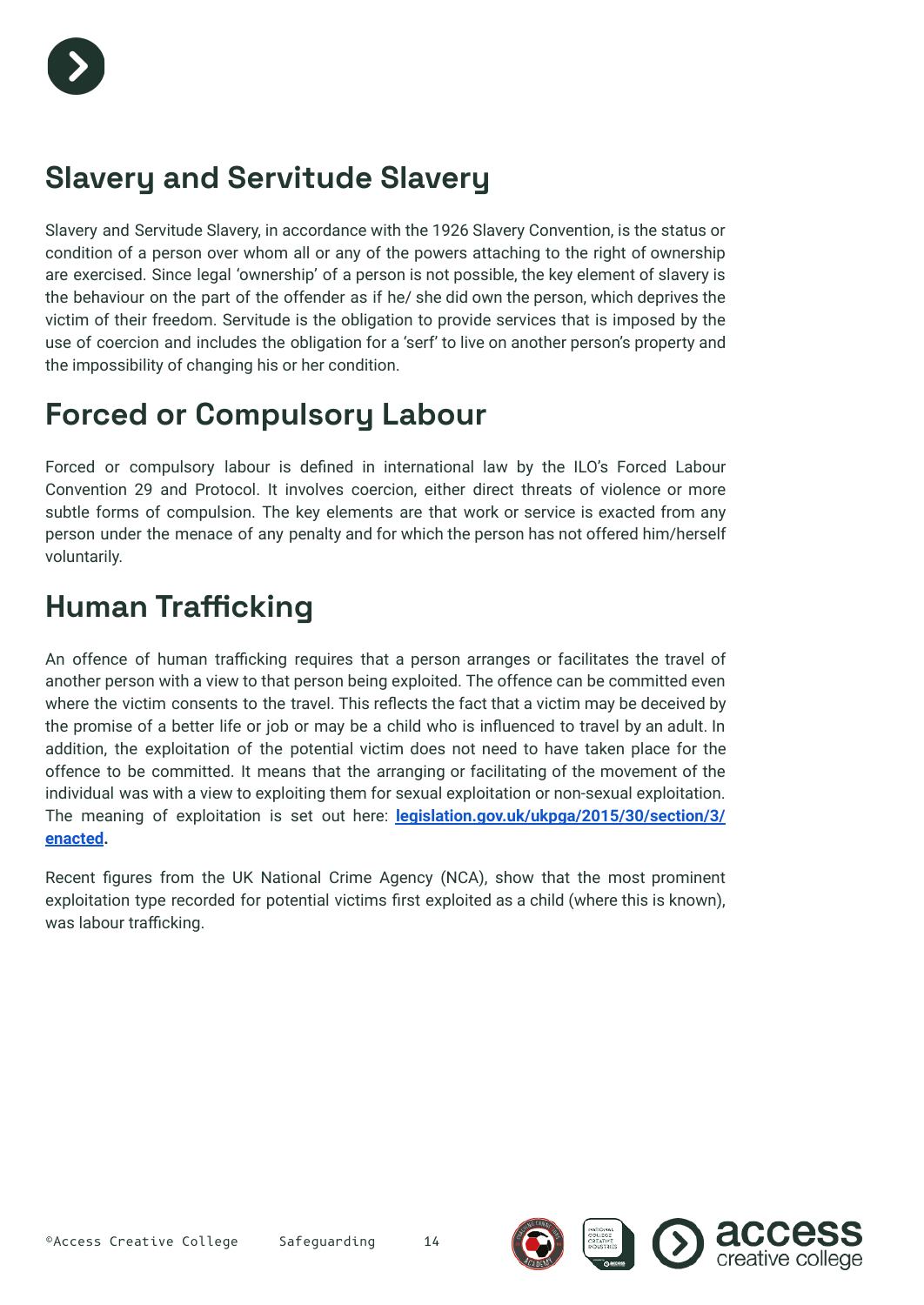## Slavery and Servitude Slavery

Slavery and Servitude Slavery, in accordance with the 1926 Slavery Convention, is the status or condition of a person over whom all or any of the powers attaching to the right of ownership are exercised. Since legal 'ownership' of a person is not possible, the key element of slavery is the behaviour on the part of the offender as if he/ she did own the person, which deprives the victim of their freedom. Servitude is the obligation to provide services that is imposed by the use of coercion and includes the obligation for a 'serf' to live on another person's property and the impossibility of changing his or her condition.

## Forced or Compulsory Labour

Forced or compulsory labour is defined in international law by the ILO's Forced Labour Convention 29 and Protocol. It involves coercion, either direct threats of violence or more subtle forms of compulsion. The key elements are that work or service is exacted from any person under the menace of any penalty and for which the person has not offered him/herself voluntarily.

## Human Trafficking

An offence of human trafficking requires that a person arranges or facilitates the travel of another person with a view to that person being exploited. The offence can be committed even where the victim consents to the travel. This reflects the fact that a victim may be deceived by the promise of a better life or job or may be a child who is influenced to travel by an adult. In addition, the exploitation of the potential victim does not need to have taken place for the offence to be committed. It means that the arranging or facilitating of the movement of the individual was with a view to exploiting them for sexual exploitation or non-sexual exploitation. The meaning of exploitation is set out here: **legislation.gov.uk/ukpga/2015/30/section/3/enacted.**

Recent figures from the UK National Crime Agency (NCA), show that the most prominent exploitation type recorded for potential victims first exploited as a child (where this is known), was labour trafficking.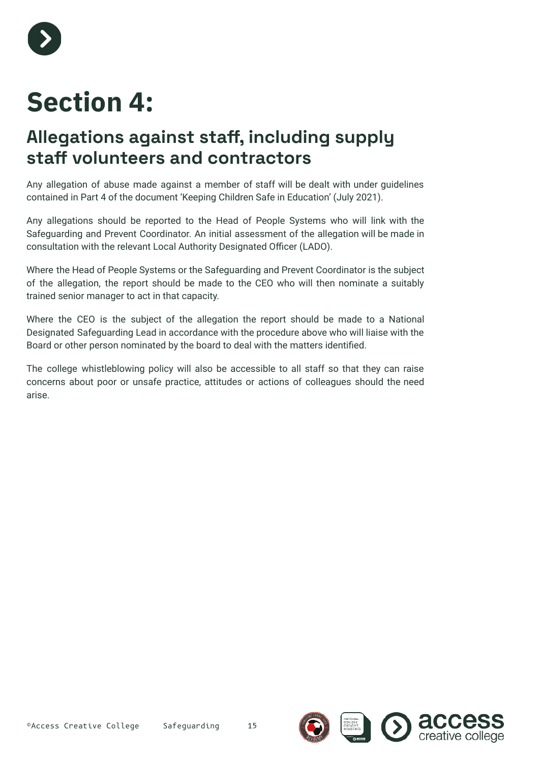# Section 4:

## Allegations against staff, including supply staff volunteers and contractors

Any allegation of abuse made against a member of staff will be dealt with under guidelines contained in Part 4 of the document 'Keeping Children Safe in Education' (July 2021).

Any allegations should be reported to the Head of People Systems who will link with the Safeguarding and Prevent Coordinator. An initial assessment of the allegation will be made in consultation with the relevant Local Authority Designated Officer (LADO).

Where the Head of People Systems or the Safeguarding and Prevent Coordinator is the subject of the allegation, the report should be made to the CEO who will then nominate a suitably trained senior manager to act in that capacity.

Where the CEO is the subject of the allegation the report should be made to a National Designated Safeguarding Lead in accordance with the procedure above who will liaise with the Board or other person nominated by the board to deal with the matters identified.

The college whistleblowing policy will also be accessible to all staff so that they can raise concerns about poor or unsafe practice, attitudes or actions of colleagues should the need arise.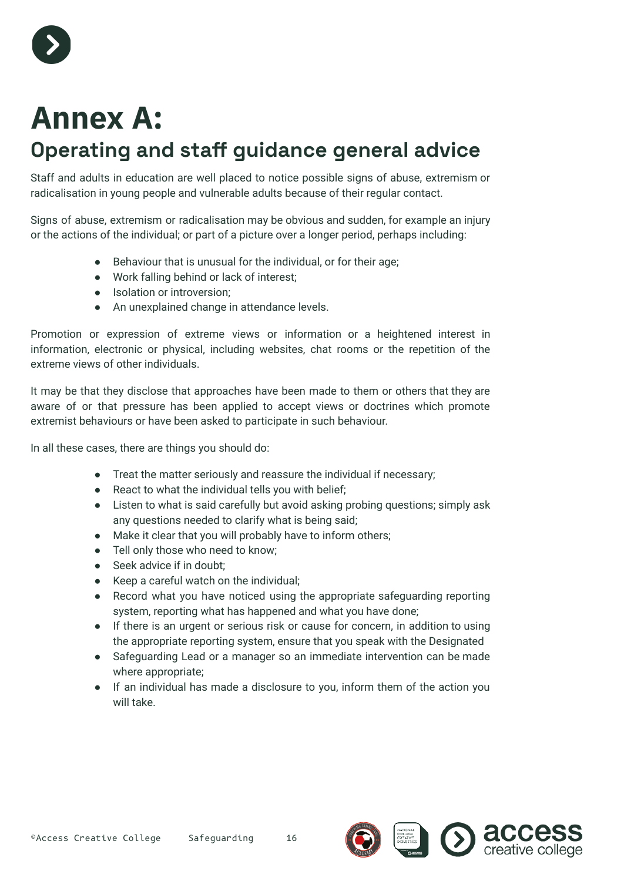# Annex A:

## Operating and staff guidance general advice

Staff and adults in education are well placed to notice possible signs of abuse, extremism or radicalisation in young people and vulnerable adults because of their regular contact.

Signs of abuse, extremism or radicalisation may be obvious and sudden, for example an injury or the actions of the individual; or part of a picture over a longer period, perhaps including:

- Behaviour that is unusual for the individual, or for their age;
- Work falling behind or lack of interest;
- Isolation or introversion;
- An unexplained change in attendance levels.

Promotion or expression of extreme views or information or a heightened interest in information, electronic or physical, including websites, chat rooms or the repetition of the extreme views of other individuals.

It may be that they disclose that approaches have been made to them or others that they are aware of or that pressure has been applied to accept views or doctrines which promote extremist behaviours or have been asked to participate in such behaviour.

In all these cases, there are things you should do:

- Treat the matter seriously and reassure the individual if necessary;
- React to what the individual tells you with belief;
- Listen to what is said carefully but avoid asking probing questions; simply ask any questions needed to clarify what is being said;
- Make it clear that you will probably have to inform others;
- Tell only those who need to know;
- Seek advice if in doubt;
- Keep a careful watch on the individual;
- Record what you have noticed using the appropriate safeguarding reporting system, reporting what has happened and what you have done;
- If there is an urgent or serious risk or cause for concern, in addition to using the appropriate reporting system, ensure that you speak with the Designated
- Safeguarding Lead or a manager so an immediate intervention can be made where appropriate;
- If an individual has made a disclosure to you, inform them of the action you will take.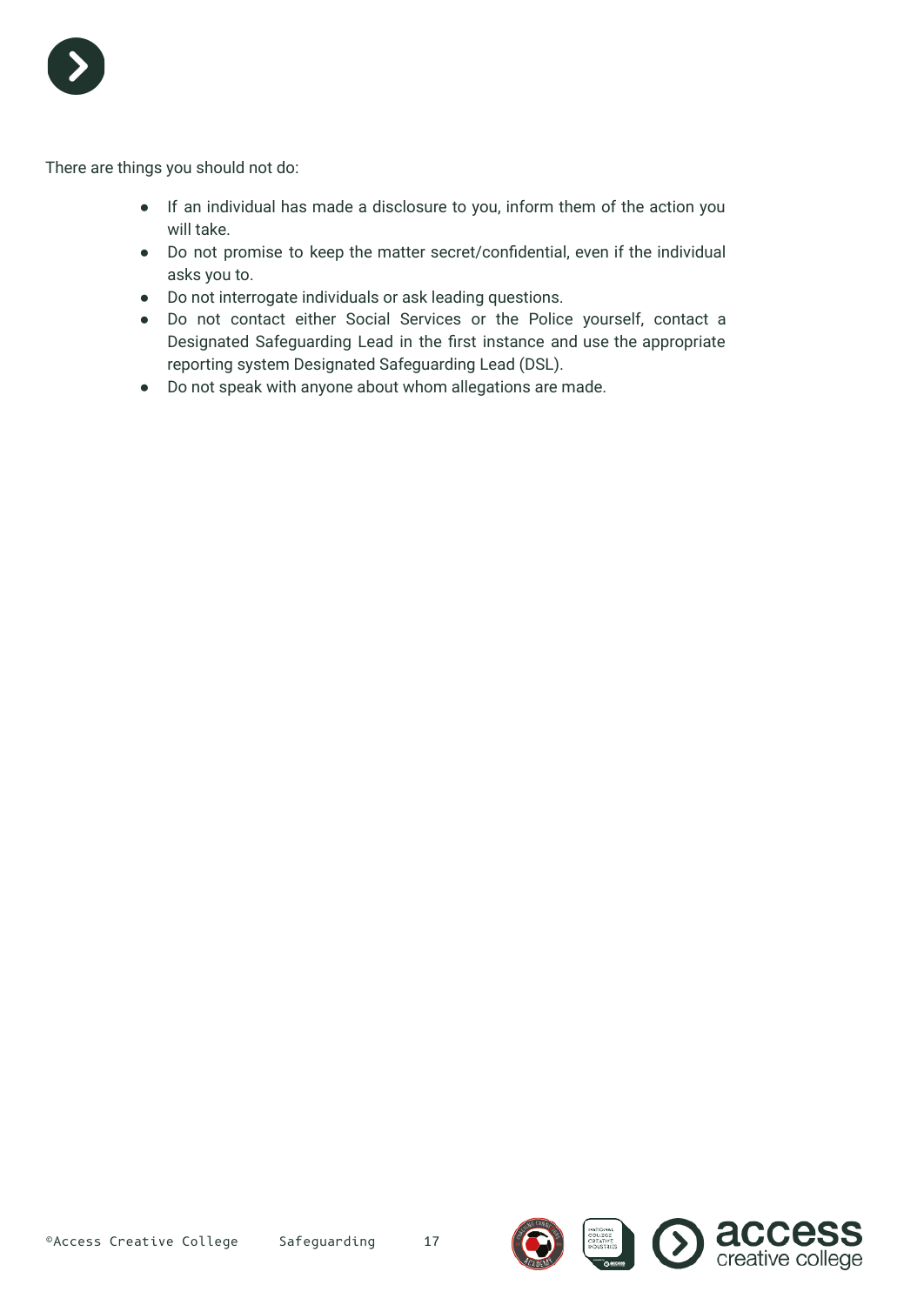There are things you should not do:

- If an individual has made a disclosure to you, inform them of the action you will take.
- Do not promise to keep the matter secret/confidential, even if the individual asks you to.
- Do not interrogate individuals or ask leading questions.
- Do not contact either Social Services or the Police yourself, contact a Designated Safeguarding Lead in the first instance and use the appropriate reporting system Designated Safeguarding Lead (DSL).
- Do not speak with anyone about whom allegations are made.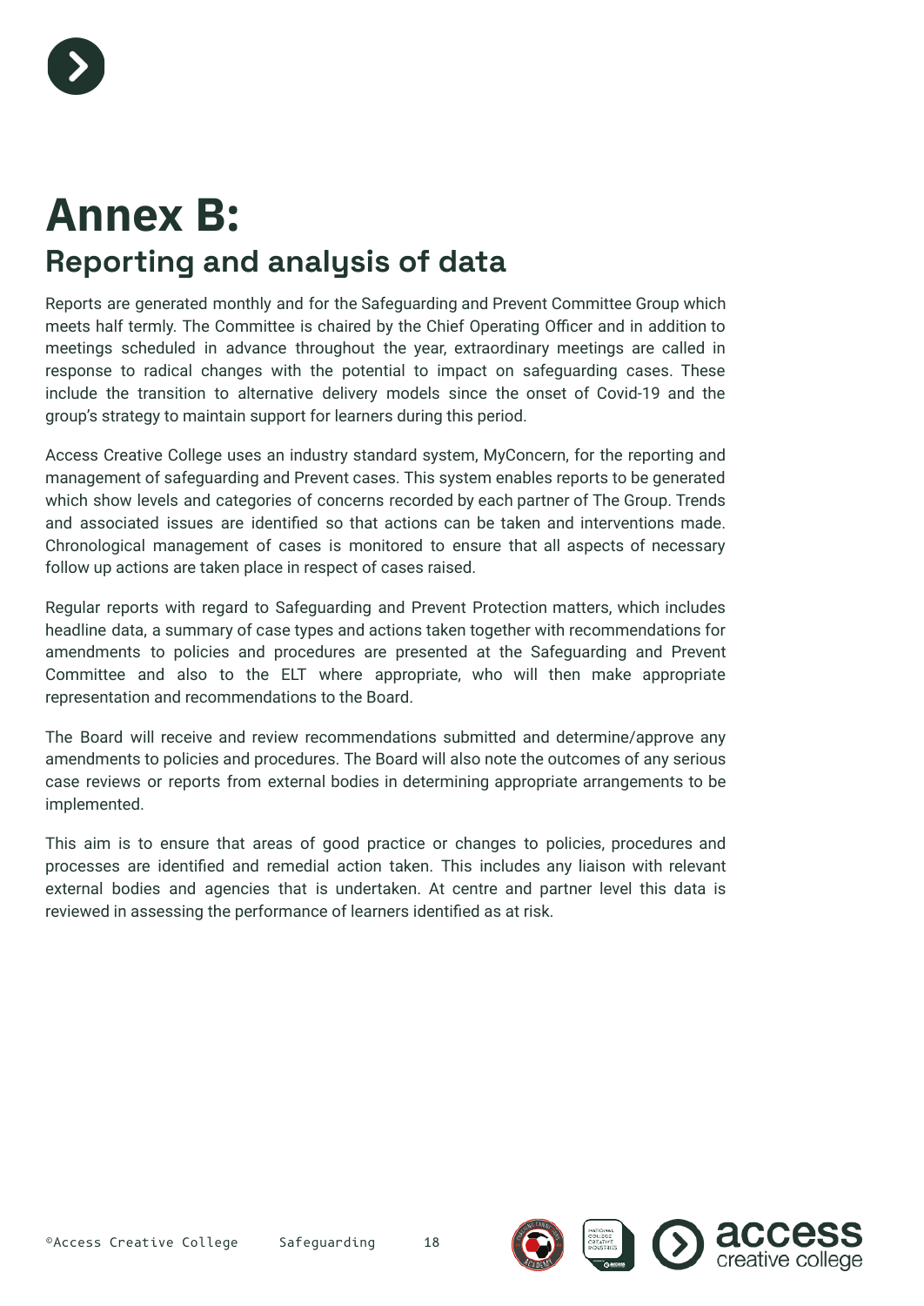# Annex B:

## Reporting and analysis of data

Reports are generated monthly and for the Safeguarding and Prevent Committee Group which meets half termly. The Committee is chaired by the Chief Operating Officer and in addition to meetings scheduled in advance throughout the year, extraordinary meetings are called in response to radical changes with the potential to impact on safeguarding cases. These include the transition to alternative delivery models since the onset of Covid-19 and the group's strategy to maintain support for learners during this period.

Access Creative College uses an industry standard system, MyConcern, for the reporting and management of safeguarding and Prevent cases. This system enables reports to be generated which show levels and categories of concerns recorded by each partner of The Group. Trends and associated issues are identified so that actions can be taken and interventions made. Chronological management of cases is monitored to ensure that all aspects of necessary follow up actions are taken place in respect of cases raised.

Regular reports with regard to Safeguarding and Prevent Protection matters, which includes headline data, a summary of case types and actions taken together with recommendations for amendments to policies and procedures are presented at the Safeguarding and Prevent Committee and also to the ELT where appropriate, who will then make appropriate representation and recommendations to the Board.

The Board will receive and review recommendations submitted and determine/approve any amendments to policies and procedures. The Board will also note the outcomes of any serious case reviews or reports from external bodies in determining appropriate arrangements to be implemented.

This aim is to ensure that areas of good practice or changes to policies, procedures and processes are identified and remedial action taken. This includes any liaison with relevant external bodies and agencies that is undertaken. At centre and partner level this data is reviewed in assessing the performance of learners identified as at risk.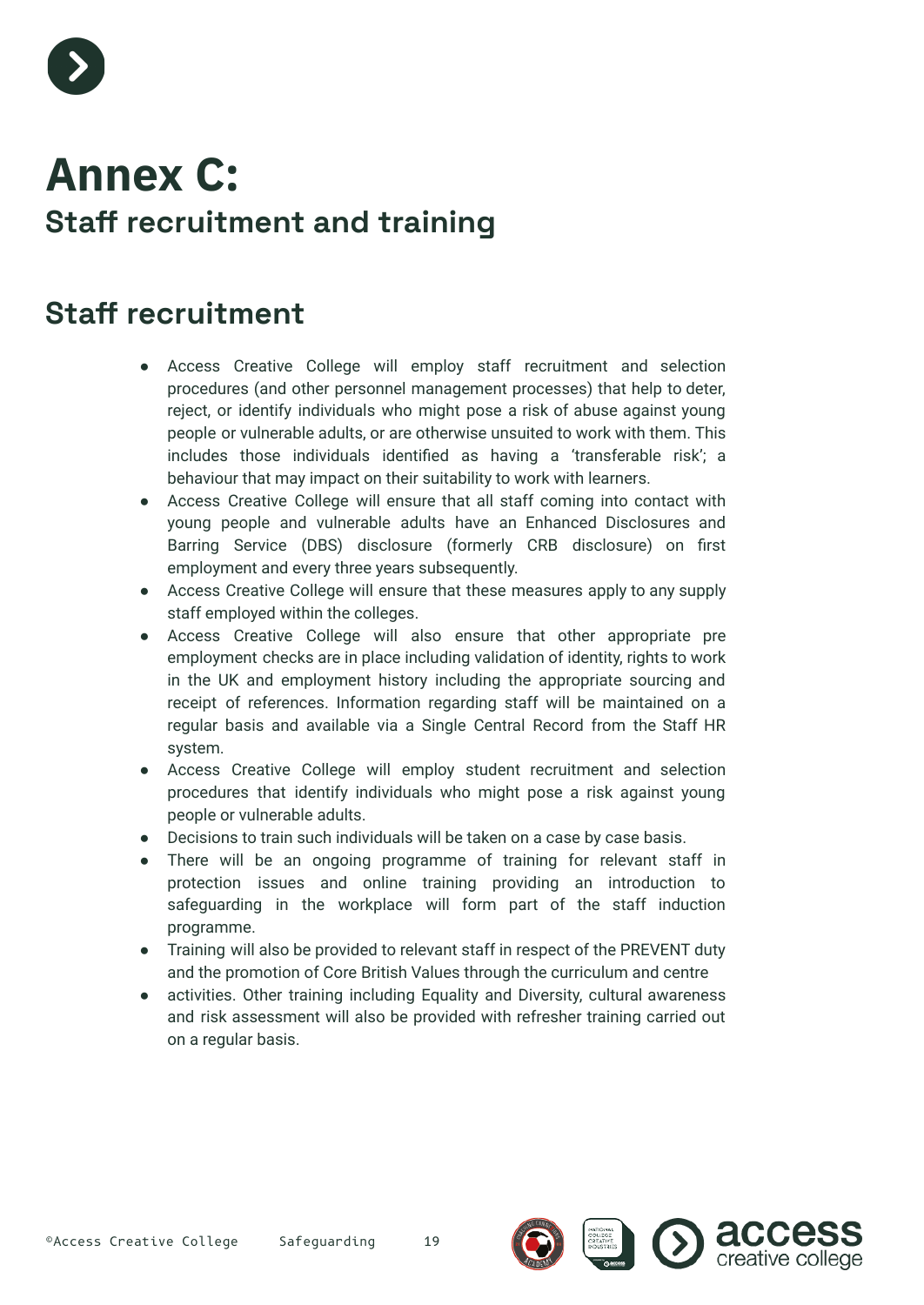# Annex C:

## Staff recruitment and training

## Staff recruitment

- Access Creative College will employ staff recruitment and selection procedures (and other personnel management processes) that help to deter, reject, or identify individuals who might pose a risk of abuse against young people or vulnerable adults, or are otherwise unsuited to work with them. This includes those individuals identified as having a 'transferable risk'; a behaviour that may impact on their suitability to work with learners.
- Access Creative College will ensure that all staff coming into contact with young people and vulnerable adults have an Enhanced Disclosures and Barring Service (DBS) disclosure (formerly CRB disclosure) on first employment and every three years subsequently.
- Access Creative College will ensure that these measures apply to any supply staff employed within the colleges.
- Access Creative College will also ensure that other appropriate pre employment checks are in place including validation of identity, rights to work in the UK and employment history including the appropriate sourcing and receipt of references. Information regarding staff will be maintained on a regular basis and available via a Single Central Record from the Staff HR system.
- Access Creative College will employ student recruitment and selection procedures that identify individuals who might pose a risk against young people or vulnerable adults.
- Decisions to train such individuals will be taken on a case by case basis.
- There will be an ongoing programme of training for relevant staff in protection issues and online training providing an introduction to safeguarding in the workplace will form part of the staff induction programme.
- Training will also be provided to relevant staff in respect of the PREVENT duty and the promotion of Core British Values through the curriculum and centre
- activities. Other training including Equality and Diversity, cultural awareness and risk assessment will also be provided with refresher training carried out on a regular basis.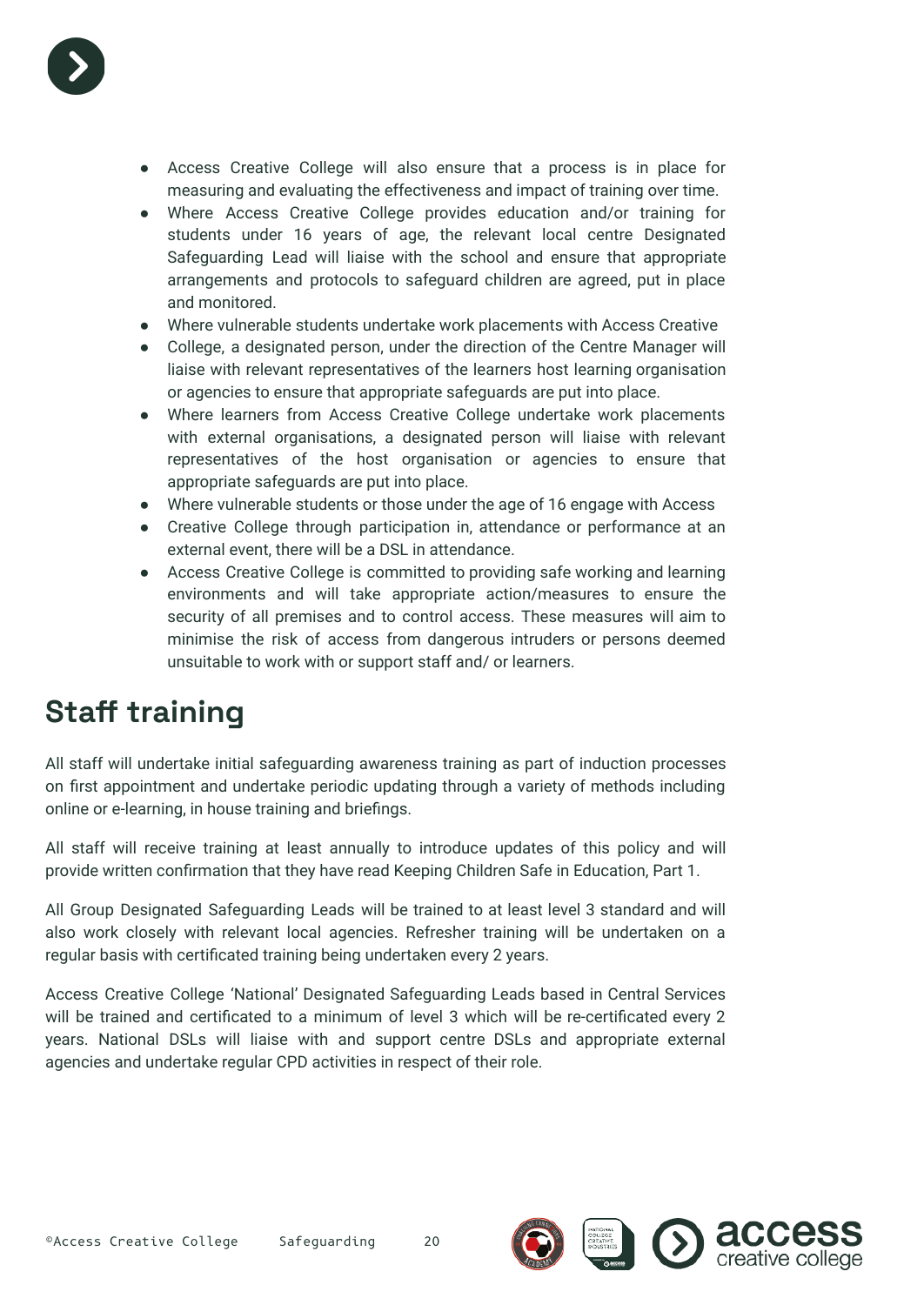- Access Creative College will also ensure that a process is in place for measuring and evaluating the effectiveness and impact of training over time.
- Where Access Creative College provides education and/or training for students under 16 years of age, the relevant local centre Designated Safeguarding Lead will liaise with the school and ensure that appropriate arrangements and protocols to safeguard children are agreed, put in place and monitored.
- Where vulnerable students undertake work placements with Access Creative
- College, a designated person, under the direction of the Centre Manager will liaise with relevant representatives of the learners host learning organisation or agencies to ensure that appropriate safeguards are put into place.
- Where learners from Access Creative College undertake work placements with external organisations, a designated person will liaise with relevant representatives of the host organisation or agencies to ensure that appropriate safeguards are put into place.
- Where vulnerable students or those under the age of 16 engage with Access
- Creative College through participation in, attendance or performance at an external event, there will be a DSL in attendance.
- Access Creative College is committed to providing safe working and learning environments and will take appropriate action/measures to ensure the security of all premises and to control access. These measures will aim to minimise the risk of access from dangerous intruders or persons deemed unsuitable to work with or support staff and/ or learners.

## Staff training

All staff will undertake initial safeguarding awareness training as part of induction processes on first appointment and undertake periodic updating through a variety of methods including online or e-learning, in house training and briefings.

All staff will receive training at least annually to introduce updates of this policy and will provide written confirmation that they have read Keeping Children Safe in Education, Part 1.

All Group Designated Safeguarding Leads will be trained to at least level 3 standard and will also work closely with relevant local agencies. Refresher training will be undertaken on a regular basis with certificated training being undertaken every 2 years.

Access Creative College 'National' Designated Safeguarding Leads based in Central Services will be trained and certificated to a minimum of level 3 which will be re-certificated every 2 years. National DSLs will liaise with and support centre DSLs and appropriate external agencies and undertake regular CPD activities in respect of their role.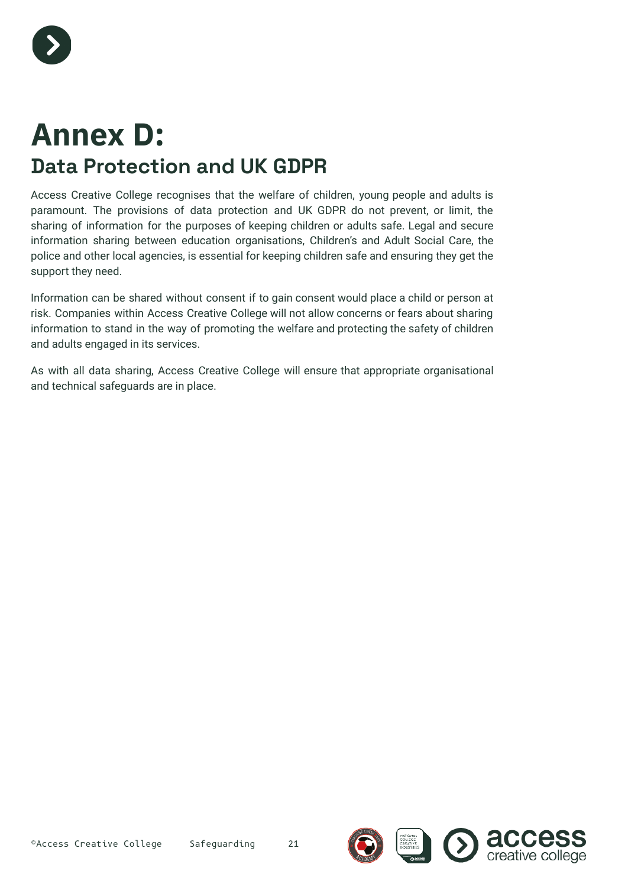# Annex D:

## Data Protection and UK GDPR

Access Creative College recognises that the welfare of children, young people and adults is paramount. The provisions of data protection and UK GDPR do not prevent, or limit, the sharing of information for the purposes of keeping children or adults safe. Legal and secure information sharing between education organisations, Children's and Adult Social Care, the police and other local agencies, is essential for keeping children safe and ensuring they get the support they need.

Information can be shared without consent if to gain consent would place a child or person at risk. Companies within Access Creative College will not allow concerns or fears about sharing information to stand in the way of promoting the welfare and protecting the safety of children and adults engaged in its services.

As with all data sharing, Access Creative College will ensure that appropriate organisational and technical safeguards are in place.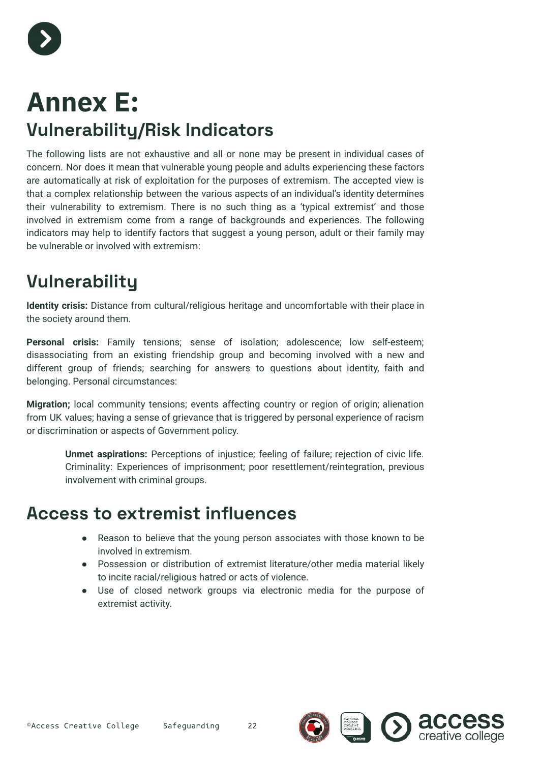# Annex E:

## Vulnerability/Risk Indicators

The following lists are not exhaustive and all or none may be present in individual cases of concern. Nor does it mean that vulnerable young people and adults experiencing these factors are automatically at risk of exploitation for the purposes of extremism. The accepted view is that a complex relationship between the various aspects of an individual's identity determines their vulnerability to extremism. There is no such thing as a 'typical extremist' and those involved in extremism come from a range of backgrounds and experiences. The following indicators may help to identify factors that suggest a young person, adult or their family may be vulnerable or involved with extremism:

## Vulnerability

**Identity crisis:** Distance from cultural/religious heritage and uncomfortable with their place in the society around them.

**Personal crisis:** Family tensions; sense of isolation; adolescence; low self-esteem; disassociating from an existing friendship group and becoming involved with a new and different group of friends; searching for answers to questions about identity, faith and belonging. Personal circumstances:

**Migration;** local community tensions; events affecting country or region of origin; alienation from UK values; having a sense of grievance that is triggered by personal experience of racism or discrimination or aspects of Government policy.

> **Unmet aspirations:** Perceptions of injustice; feeling of failure; rejection of civic life. Criminality: Experiences of imprisonment; poor resettlement/reintegration, previous involvement with criminal groups.

## Access to extremist influences

- Reason to believe that the young person associates with those known to be involved in extremism.
- Possession or distribution of extremist literature/other media material likely to incite racial/religious hatred or acts of violence.
- Use of closed network groups via electronic media for the purpose of extremist activity.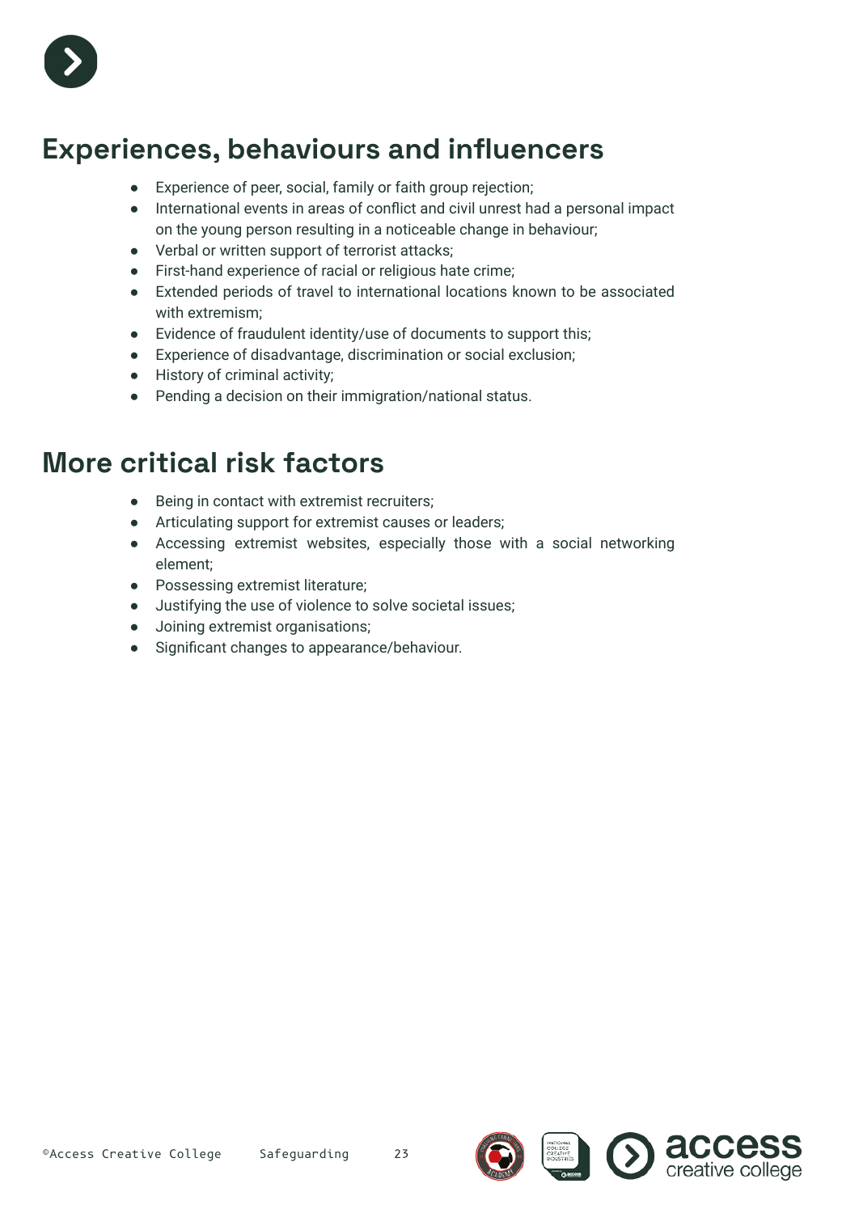## Experiences, behaviours and influencers

- Experience of peer, social, family or faith group rejection;
- International events in areas of conflict and civil unrest had a personal impact on the young person resulting in a noticeable change in behaviour;
- Verbal or written support of terrorist attacks;
- First-hand experience of racial or religious hate crime;
- Extended periods of travel to international locations known to be associated with extremism;
- Evidence of fraudulent identity/use of documents to support this;
- Experience of disadvantage, discrimination or social exclusion;
- History of criminal activity;
- Pending a decision on their immigration/national status.

## More critical risk factors

- Being in contact with extremist recruiters;
- Articulating support for extremist causes or leaders;
- Accessing extremist websites, especially those with a social networking element;
- Possessing extremist literature;
- Justifying the use of violence to solve societal issues;
- Joining extremist organisations;
- Significant changes to appearance/behaviour.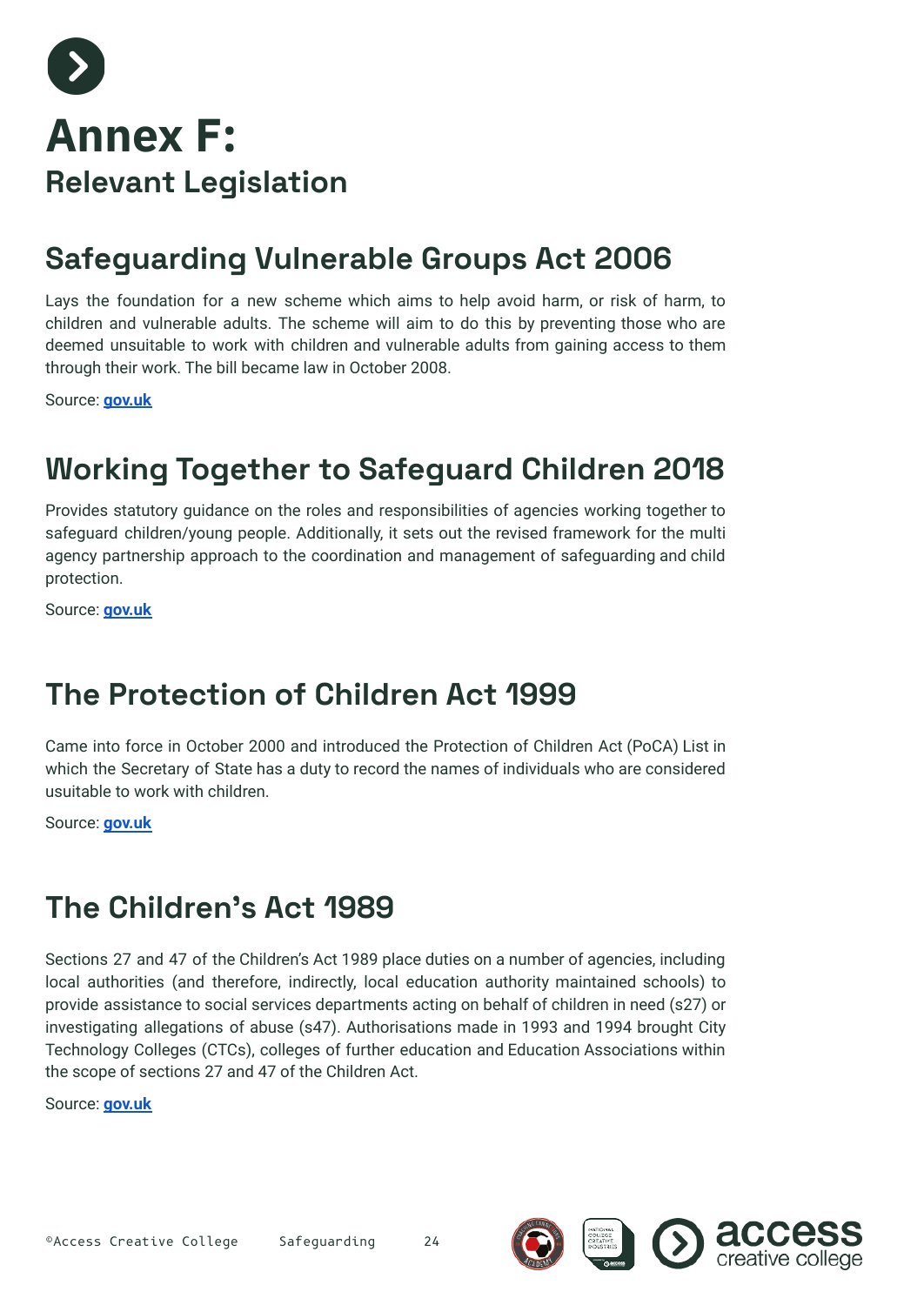# Annex F:

## Relevant Legislation

## Safeguarding Vulnerable Groups Act 2006

Lays the foundation for a new scheme which aims to help avoid harm, or risk of harm, to children and vulnerable adults. The scheme will aim to do this by preventing those who are deemed unsuitable to work with children and vulnerable adults from gaining access to them through their work. The bill became law in October 2008.

Source: **gov.uk**

## Working Together to Safeguard Children 2018

Provides statutory guidance on the roles and responsibilities of agencies working together to safeguard children/young people. Additionally, it sets out the revised framework for the multi agency partnership approach to the coordination and management of safeguarding and child protection.

Source: **gov.uk**

## The Protection of Children Act 1999

Came into force in October 2000 and introduced the Protection of Children Act (PoCA) List in which the Secretary of State has a duty to record the names of individuals who are considered usuitable to work with children.

Source: **gov.uk**

## The Children's Act 1989

Sections 27 and 47 of the Children's Act 1989 place duties on a number of agencies, including local authorities (and therefore, indirectly, local education authority maintained schools) to provide assistance to social services departments acting on behalf of children in need (s27) or investigating allegations of abuse (s47). Authorisations made in 1993 and 1994 brought City Technology Colleges (CTCs), colleges of further education and Education Associations within the scope of sections 27 and 47 of the Children Act.

Source: **gov.uk**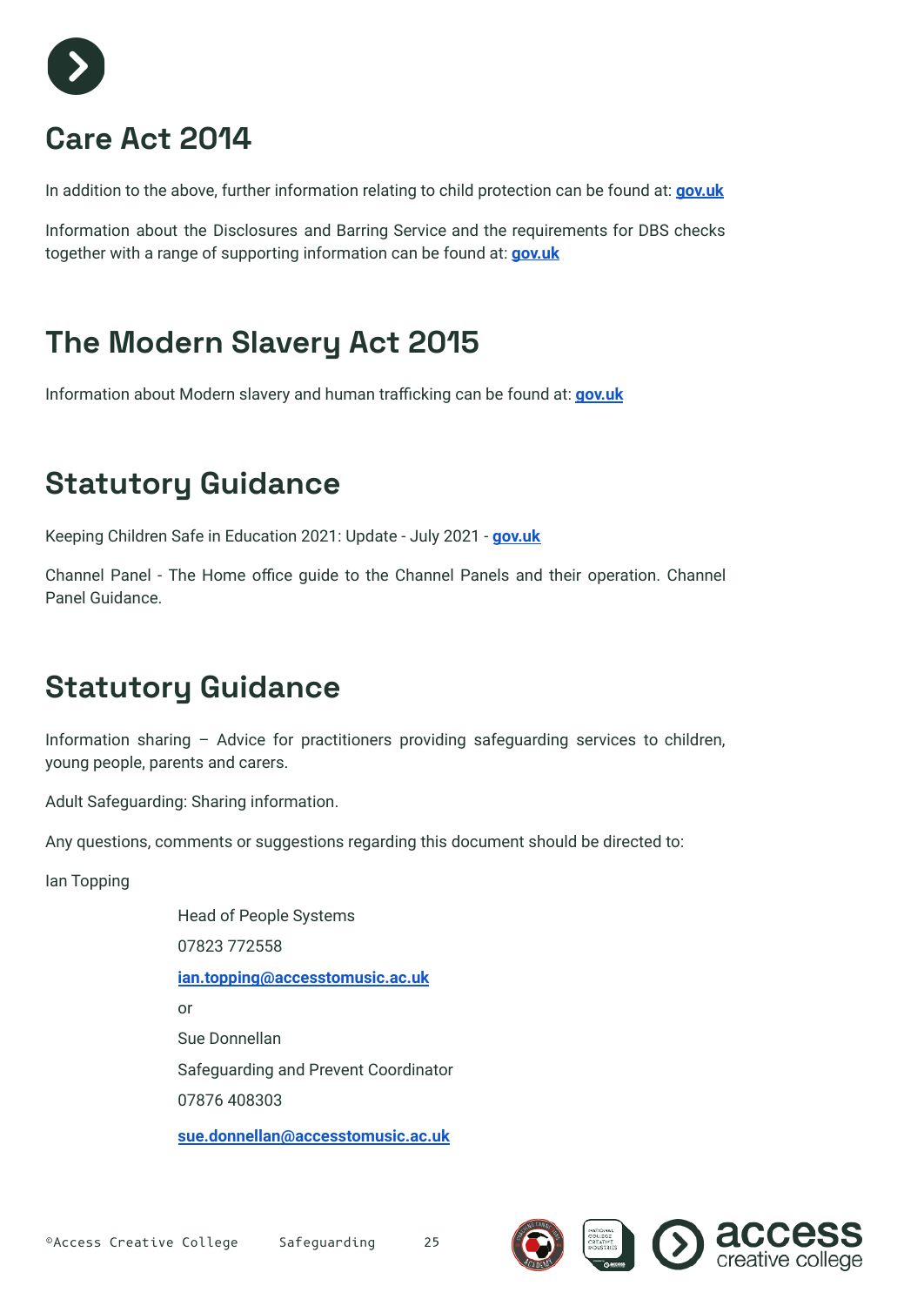## Care Act 2014

In addition to the above, further information relating to child protection can be found at: **gov.uk**

Information about the Disclosures and Barring Service and the requirements for DBS checks together with a range of supporting information can be found at: **gov.uk**

## The Modern Slavery Act 2015

Information about Modern slavery and human trafficking can be found at: **gov.uk**

## Statutory Guidance

Keeping Children Safe in Education 2021: Update - July 2021 - **gov.uk**

Channel Panel - The Home office guide to the Channel Panels and their operation. Channel Panel Guidance.

## Statutory Guidance

Information sharing – Advice for practitioners providing safeguarding services to children, young people, parents and carers.

Adult Safeguarding: Sharing information.

Any questions, comments or suggestions regarding this document should be directed to:

Ian Topping

Head of People Systems

07823 772558

**ian.topping@accesstomusic.ac.uk**

or

Sue Donnellan

Safeguarding and Prevent Coordinator

07876 408303

**sue.donnellan@accesstomusic.ac.uk**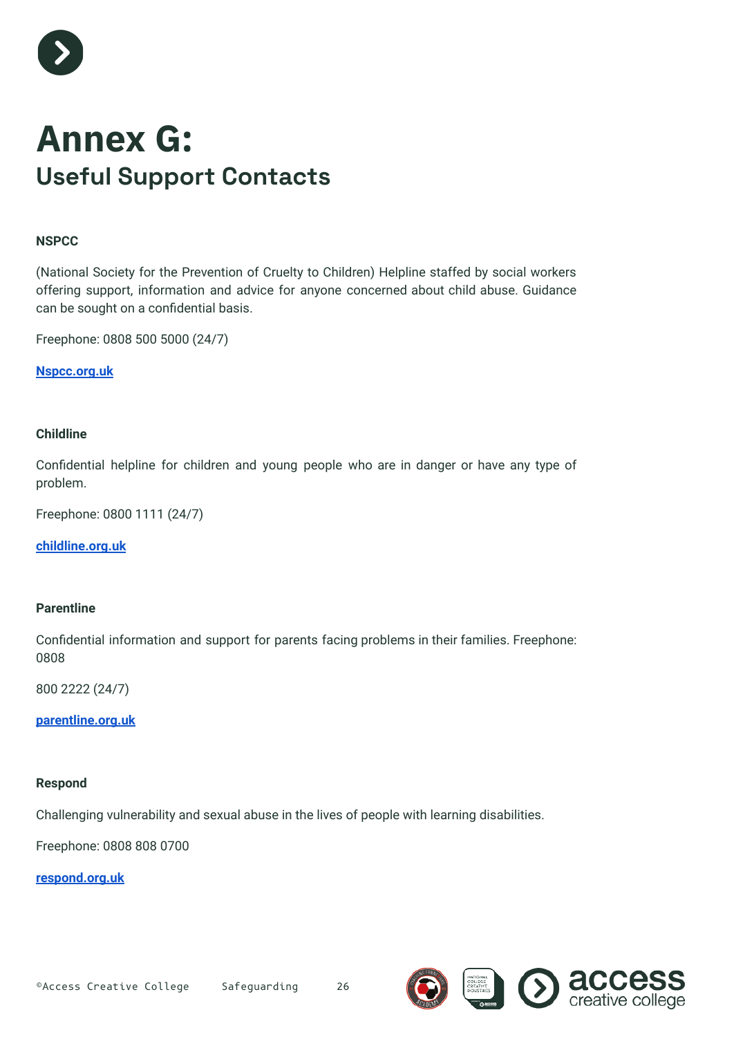# Annex G:

## Useful Support Contacts

**NSPCC**

(National Society for the Prevention of Cruelty to Children) Helpline staffed by social workers offering support, information and advice for anyone concerned about child abuse. Guidance can be sought on a confidential basis.

Freephone: 0808 500 5000 (24/7)

[Nspcc.org.uk](Nspcc.org.uk)

**Childline**

Confidential helpline for children and young people who are in danger or have any type of problem.

Freephone: 0800 1111 (24/7)

[childline.org.uk](childline.org.uk)

**Parentline**

Confidential information and support for parents facing problems in their families. Freephone: 0808

800 2222 (24/7)

[parentline.org.uk](parentline.org.uk)

**Respond**

Challenging vulnerability and sexual abuse in the lives of people with learning disabilities.

Freephone: 0808 808 0700

[respond.org.uk](respond.org.uk)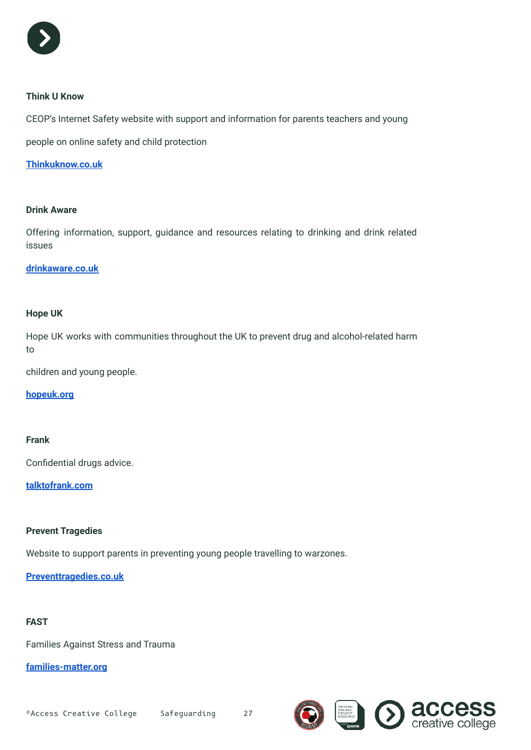**Think U Know**

CEOP's Internet Safety website with support and information for parents teachers and young

people on online safety and child protection

[Thinkuknow.co.uk](http://Thinkuknow.co.uk)

**Drink Aware**

Offering information, support, guidance and resources relating to drinking and drink related issues

[drinkaware.co.uk](http://drinkaware.co.uk)

**Hope UK**

Hope UK works with communities throughout the UK to prevent drug and alcohol-related harm to

children and young people.

[hopeuk.org](http://hopeuk.org)

**Frank**

Confidential drugs advice.

[talktofrank.com](http://talktofrank.com)

**Prevent Tragedies**

Website to support parents in preventing young people travelling to warzones.

[Preventtragedies.co.uk](http://Preventtragedies.co.uk)

**FAST**

Families Against Stress and Trauma

[families-matter.org](http://families-matter.org)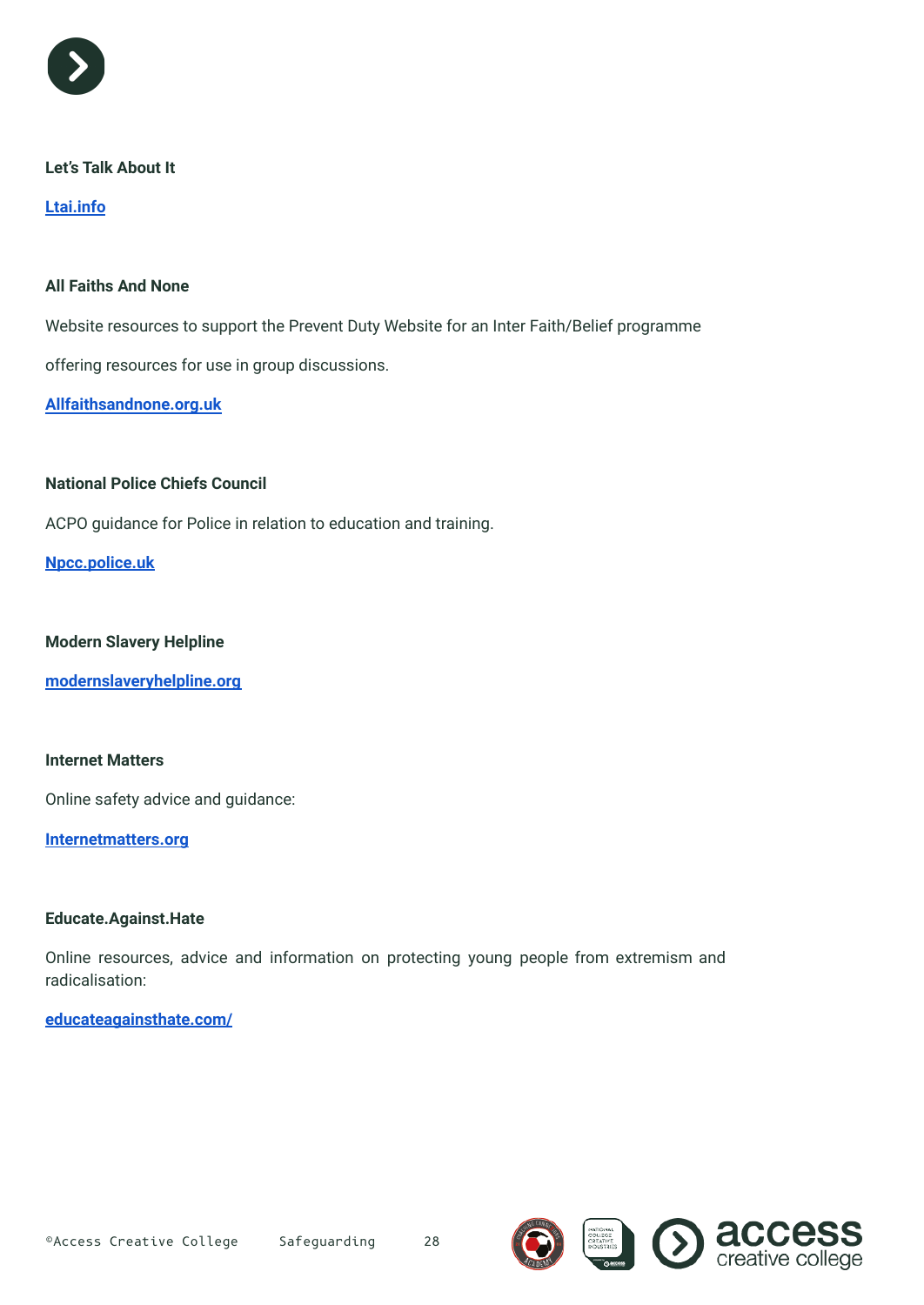**Let's Talk About It**

[Ltai.info](Ltai.info)

**All Faiths And None**

Website resources to support the Prevent Duty Website for an Inter Faith/Belief programme

offering resources for use in group discussions.

[Allfaithsandnone.org.uk](Allfaithsandnone.org.uk)

**National Police Chiefs Council**

ACPO guidance for Police in relation to education and training.

[Npcc.police.uk](Npcc.police.uk)

**Modern Slavery Helpline**

[modernslaveryhelpline.org](modernslaveryhelpline.org)

**Internet Matters**

Online safety advice and guidance:

[Internetmatters.org](Internetmatters.org)

**Educate.Against.Hate**

Online resources, advice and information on protecting young people from extremism and radicalisation:

[educateagainsthate.com/](educateagainsthate.com/)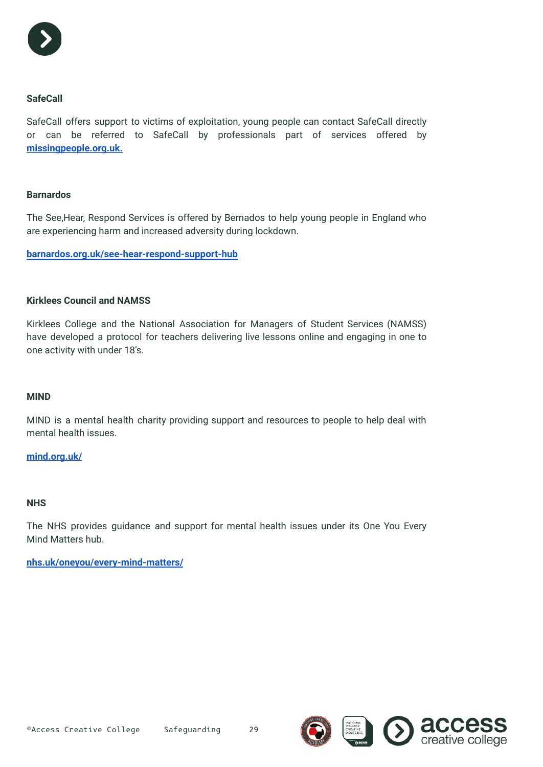### SafeCall

SafeCall offers support to victims of exploitation, young people can contact SafeCall directly or can be referred to SafeCall by professionals part of services offered by **missingpeople.org.uk.**

### Barnardos

The See,Hear, Respond Services is offered by Bernados to help young people in England who are experiencing harm and increased adversity during lockdown.

**barnardos.org.uk/see-hear-respond-support-hub**

### Kirklees Council and NAMSS

Kirklees College and the National Association for Managers of Student Services (NAMSS) have developed a protocol for teachers delivering live lessons online and engaging in one to one activity with under 18's.

### MIND

MIND is a mental health charity providing support and resources to people to help deal with mental health issues.

**mind.org.uk/**

### NHS

The NHS provides guidance and support for mental health issues under its One You Every Mind Matters hub.

**nhs.uk/oneyou/every-mind-matters/**